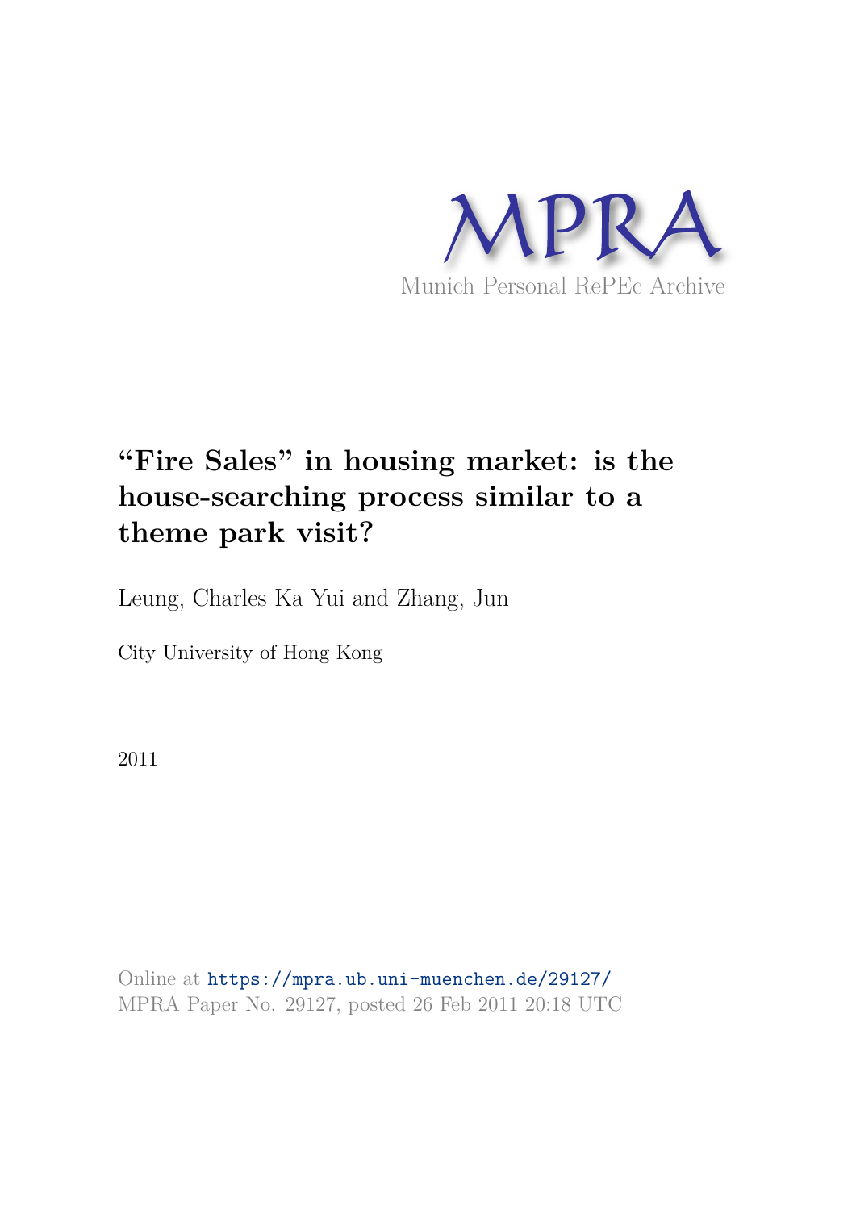MPRA

Munich Personal RePEc Archive

# "Fire Sales" in housing market: is the house-searching process similar to a theme park visit?

Leung, Charles Ka Yui and Zhang, Jun

City University of Hong Kong

2011

Online at https://mpra.ub.uni-muenchen.de/29127/
MPRA Paper No. 29127, posted 26 Feb 2011 20:18 UTC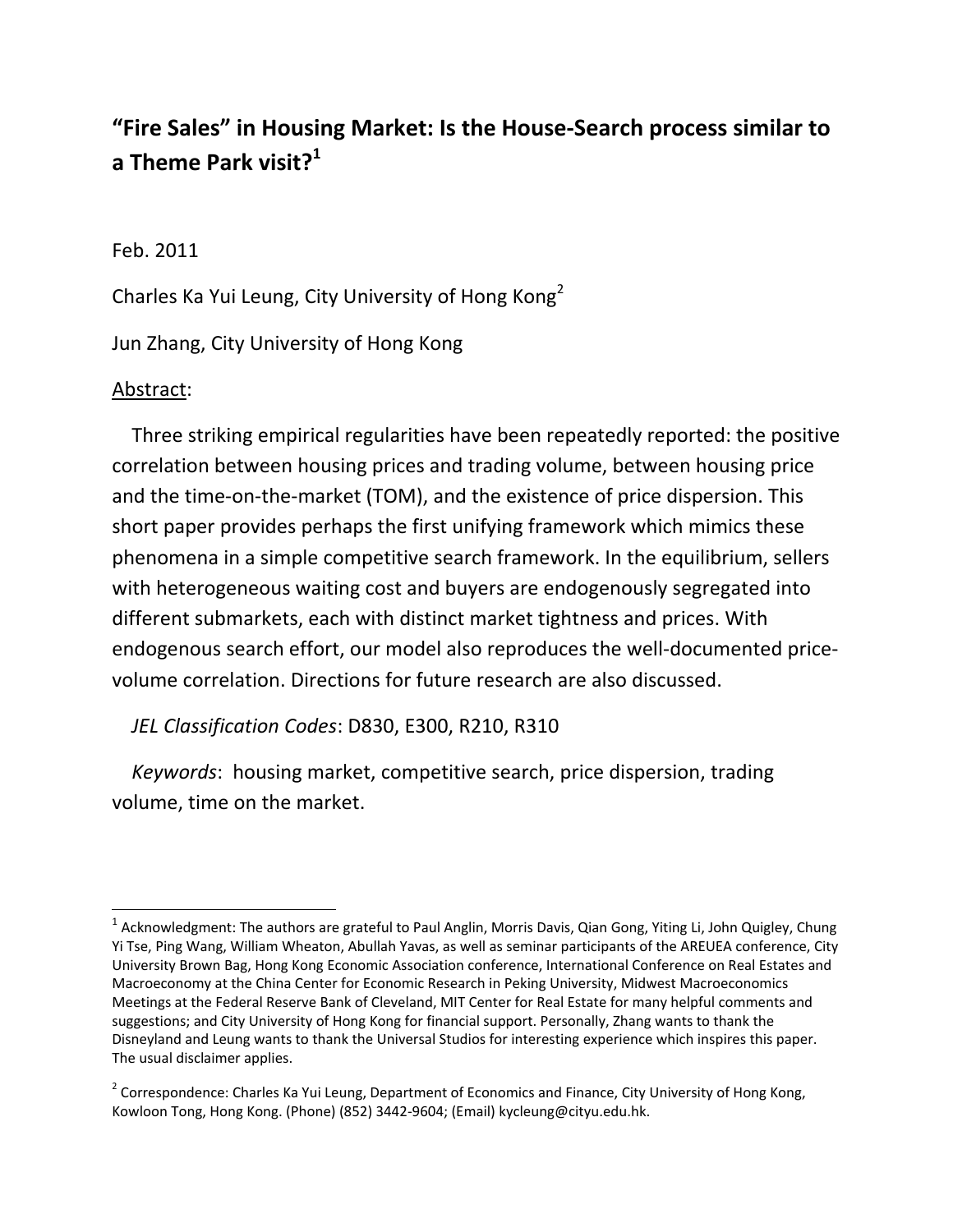# "Fire Sales" in Housing Market: Is the House-Search process similar to a Theme Park visit?[1]

Feb. 2011

Charles Ka Yui Leung, City University of Hong Kong[2]

Jun Zhang, City University of Hong Kong

Abstract:

Three striking empirical regularities have been repeatedly reported: the positive correlation between housing prices and trading volume, between housing price and the time-on-the-market (TOM), and the existence of price dispersion. This short paper provides perhaps the first unifying framework which mimics these phenomena in a simple competitive search framework. In the equilibrium, sellers with heterogeneous waiting cost and buyers are endogenously segregated into different submarkets, each with distinct market tightness and prices. With endogenous search effort, our model also reproduces the well-documented price-volume correlation. Directions for future research are also discussed.

*JEL Classification Codes*: D830, E300, R210, R310

*Keywords*: housing market, competitive search, price dispersion, trading volume, time on the market.

---

[1] Acknowledgment: The authors are grateful to Paul Anglin, Morris Davis, Qian Gong, Yiting Li, John Quigley, Chung Yi Tse, Ping Wang, William Wheaton, Abullah Yavas, as well as seminar participants of the AREUEA conference, City University Brown Bag, Hong Kong Economic Association conference, International Conference on Real Estates and Macroeconomy at the China Center for Economic Research in Peking University, Midwest Macroeconomics Meetings at the Federal Reserve Bank of Cleveland, MIT Center for Real Estate for many helpful comments and suggestions; and City University of Hong Kong for financial support. Personally, Zhang wants to thank the Disneyland and Leung wants to thank the Universal Studios for interesting experience which inspires this paper. The usual disclaimer applies.

[2] Correspondence: Charles Ka Yui Leung, Department of Economics and Finance, City University of Hong Kong, Kowloon Tong, Hong Kong. (Phone) (852) 3442-9604; (Email) kycleung@cityu.edu.hk.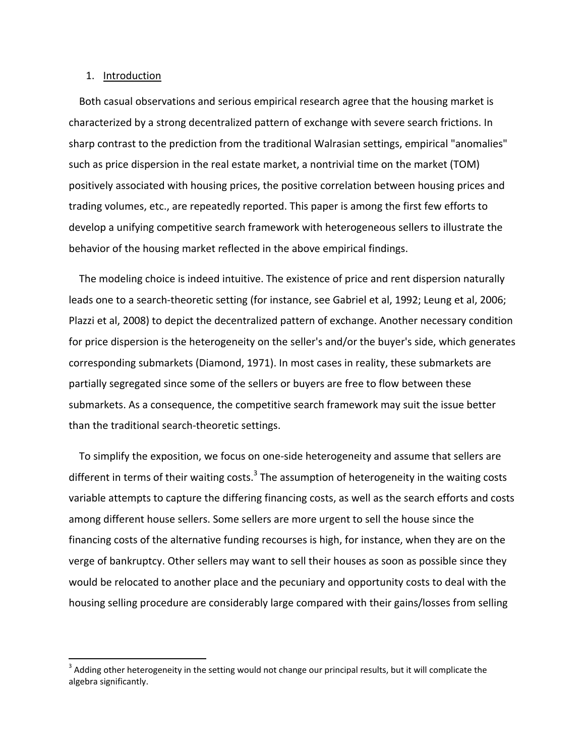## 1. Introduction

Both casual observations and serious empirical research agree that the housing market is characterized by a strong decentralized pattern of exchange with severe search frictions. In sharp contrast to the prediction from the traditional Walrasian settings, empirical "anomalies" such as price dispersion in the real estate market, a nontrivial time on the market (TOM) positively associated with housing prices, the positive correlation between housing prices and trading volumes, etc., are repeatedly reported. This paper is among the first few efforts to develop a unifying competitive search framework with heterogeneous sellers to illustrate the behavior of the housing market reflected in the above empirical findings.

The modeling choice is indeed intuitive. The existence of price and rent dispersion naturally leads one to a search-theoretic setting (for instance, see Gabriel et al, 1992; Leung et al, 2006; Plazzi et al, 2008) to depict the decentralized pattern of exchange. Another necessary condition for price dispersion is the heterogeneity on the seller's and/or the buyer's side, which generates corresponding submarkets (Diamond, 1971). In most cases in reality, these submarkets are partially segregated since some of the sellers or buyers are free to flow between these submarkets. As a consequence, the competitive search framework may suit the issue better than the traditional search-theoretic settings.

To simplify the exposition, we focus on one-side heterogeneity and assume that sellers are different in terms of their waiting costs.[3] The assumption of heterogeneity in the waiting costs variable attempts to capture the differing financing costs, as well as the search efforts and costs among different house sellers. Some sellers are more urgent to sell the house since the financing costs of the alternative funding recourses is high, for instance, when they are on the verge of bankruptcy. Other sellers may want to sell their houses as soon as possible since they would be relocated to another place and the pecuniary and opportunity costs to deal with the housing selling procedure are considerably large compared with their gains/losses from selling

[3] Adding other heterogeneity in the setting would not change our principal results, but it will complicate the algebra significantly.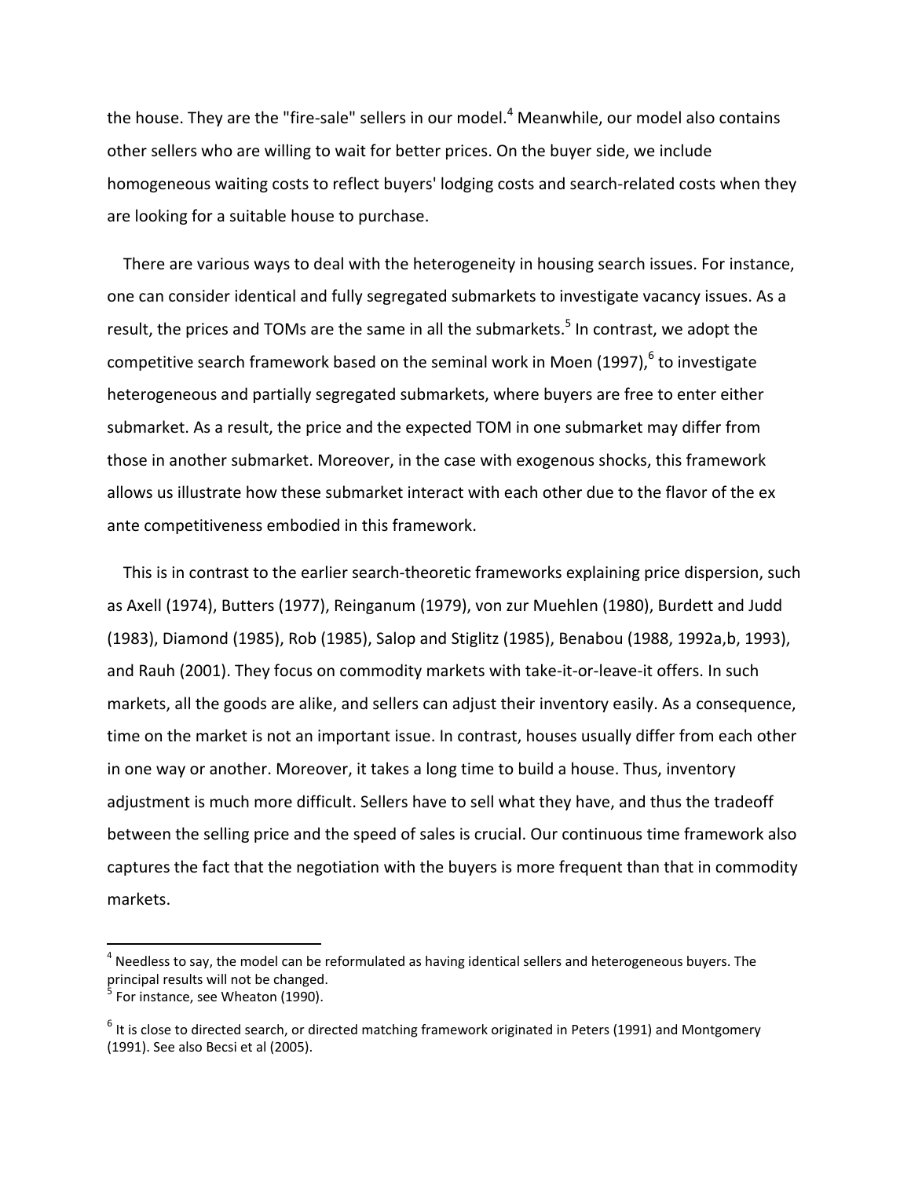the house. They are the "fire-sale" sellers in our model.[4] Meanwhile, our model also contains other sellers who are willing to wait for better prices. On the buyer side, we include homogeneous waiting costs to reflect buyers' lodging costs and search-related costs when they are looking for a suitable house to purchase.

There are various ways to deal with the heterogeneity in housing search issues. For instance, one can consider identical and fully segregated submarkets to investigate vacancy issues. As a result, the prices and TOMs are the same in all the submarkets.[5] In contrast, we adopt the competitive search framework based on the seminal work in Moen (1997),[6] to investigate heterogeneous and partially segregated submarkets, where buyers are free to enter either submarket. As a result, the price and the expected TOM in one submarket may differ from those in another submarket. Moreover, in the case with exogenous shocks, this framework allows us illustrate how these submarket interact with each other due to the flavor of the ex ante competitiveness embodied in this framework.

This is in contrast to the earlier search-theoretic frameworks explaining price dispersion, such as Axell (1974), Butters (1977), Reinganum (1979), von zur Muehlen (1980), Burdett and Judd (1983), Diamond (1985), Rob (1985), Salop and Stiglitz (1985), Benabou (1988, 1992a,b, 1993), and Rauh (2001). They focus on commodity markets with take-it-or-leave-it offers. In such markets, all the goods are alike, and sellers can adjust their inventory easily. As a consequence, time on the market is not an important issue. In contrast, houses usually differ from each other in one way or another. Moreover, it takes a long time to build a house. Thus, inventory adjustment is much more difficult. Sellers have to sell what they have, and thus the tradeoff between the selling price and the speed of sales is crucial. Our continuous time framework also captures the fact that the negotiation with the buyers is more frequent than that in commodity markets.

---

[4] Needless to say, the model can be reformulated as having identical sellers and heterogeneous buyers. The principal results will not be changed.

[5] For instance, see Wheaton (1990).

[6] It is close to directed search, or directed matching framework originated in Peters (1991) and Montgomery (1991). See also Becsi et al (2005).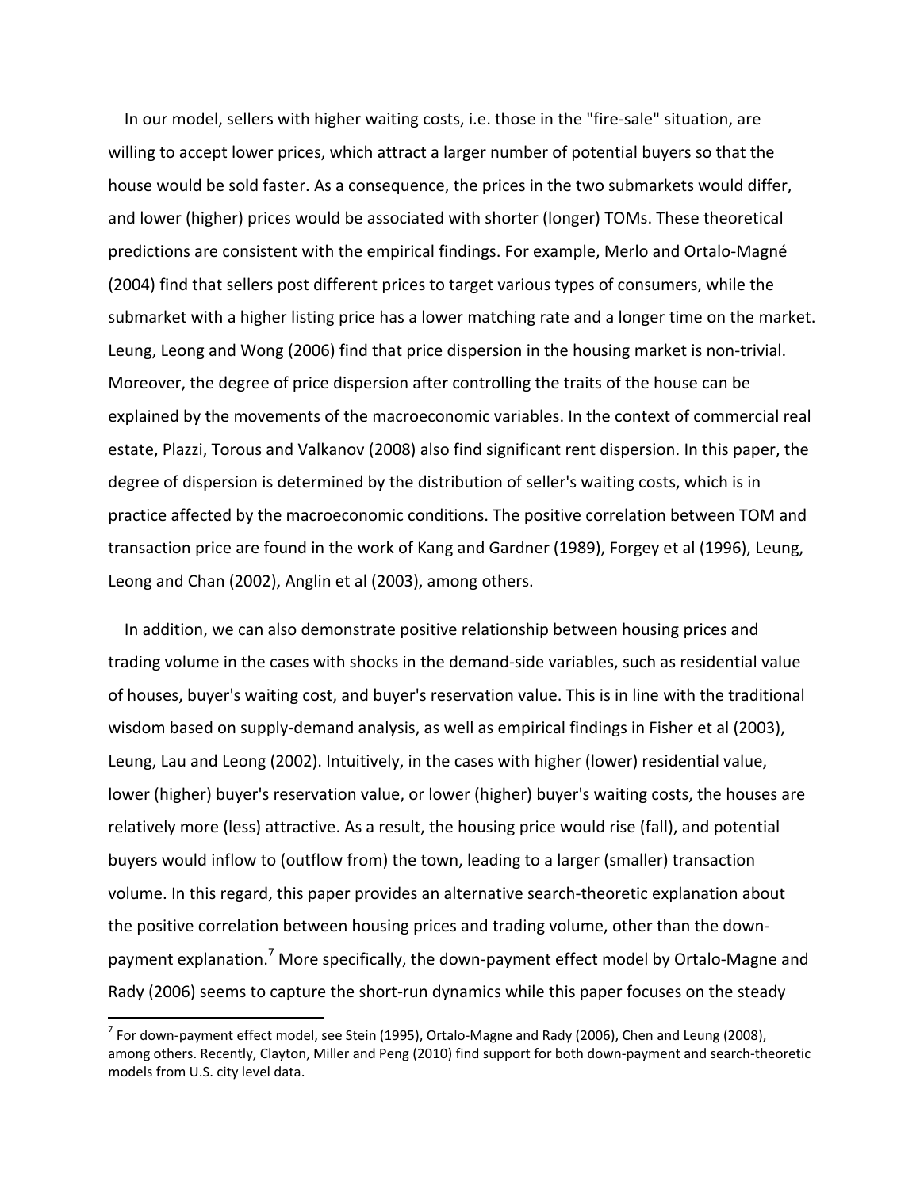In our model, sellers with higher waiting costs, i.e. those in the "fire-sale" situation, are willing to accept lower prices, which attract a larger number of potential buyers so that the house would be sold faster. As a consequence, the prices in the two submarkets would differ, and lower (higher) prices would be associated with shorter (longer) TOMs. These theoretical predictions are consistent with the empirical findings. For example, Merlo and Ortalo-Magné (2004) find that sellers post different prices to target various types of consumers, while the submarket with a higher listing price has a lower matching rate and a longer time on the market. Leung, Leong and Wong (2006) find that price dispersion in the housing market is non-trivial. Moreover, the degree of price dispersion after controlling the traits of the house can be explained by the movements of the macroeconomic variables. In the context of commercial real estate, Plazzi, Torous and Valkanov (2008) also find significant rent dispersion. In this paper, the degree of dispersion is determined by the distribution of seller's waiting costs, which is in practice affected by the macroeconomic conditions. The positive correlation between TOM and transaction price are found in the work of Kang and Gardner (1989), Forgey et al (1996), Leung, Leong and Chan (2002), Anglin et al (2003), among others.

In addition, we can also demonstrate positive relationship between housing prices and trading volume in the cases with shocks in the demand-side variables, such as residential value of houses, buyer's waiting cost, and buyer's reservation value. This is in line with the traditional wisdom based on supply-demand analysis, as well as empirical findings in Fisher et al (2003), Leung, Lau and Leong (2002). Intuitively, in the cases with higher (lower) residential value, lower (higher) buyer's reservation value, or lower (higher) buyer's waiting costs, the houses are relatively more (less) attractive. As a result, the housing price would rise (fall), and potential buyers would inflow to (outflow from) the town, leading to a larger (smaller) transaction volume. In this regard, this paper provides an alternative search-theoretic explanation about the positive correlation between housing prices and trading volume, other than the down-payment explanation.[7] More specifically, the down-payment effect model by Ortalo-Magne and Rady (2006) seems to capture the short-run dynamics while this paper focuses on the steady

[7] For down-payment effect model, see Stein (1995), Ortalo-Magne and Rady (2006), Chen and Leung (2008), among others. Recently, Clayton, Miller and Peng (2010) find support for both down-payment and search-theoretic models from U.S. city level data.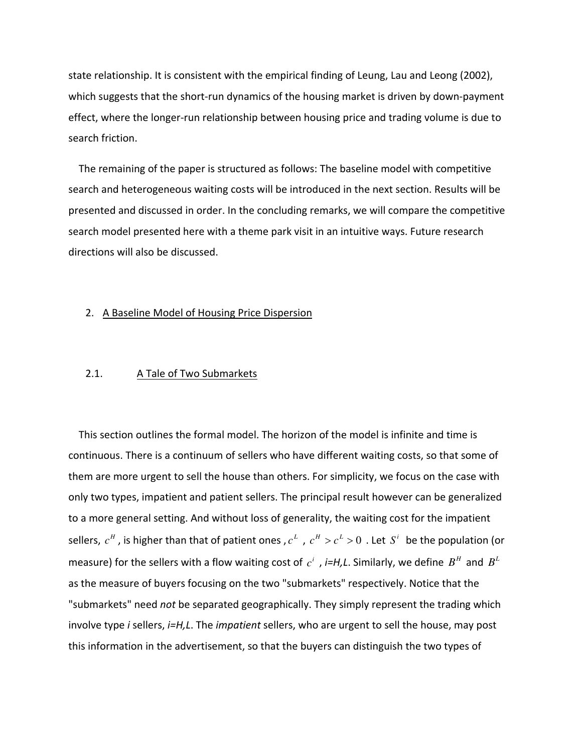state relationship. It is consistent with the empirical finding of Leung, Lau and Leong (2002), which suggests that the short-run dynamics of the housing market is driven by down-payment effect, where the longer-run relationship between housing price and trading volume is due to search friction.

The remaining of the paper is structured as follows: The baseline model with competitive search and heterogeneous waiting costs will be introduced in the next section. Results will be presented and discussed in order. In the concluding remarks, we will compare the competitive search model presented here with a theme park visit in an intuitive ways. Future research directions will also be discussed.

## 2. A Baseline Model of Housing Price Dispersion

### 2.1. A Tale of Two Submarkets

This section outlines the formal model. The horizon of the model is infinite and time is continuous. There is a continuum of sellers who have different waiting costs, so that some of them are more urgent to sell the house than others. For simplicity, we focus on the case with only two types, impatient and patient sellers. The principal result however can be generalized to a more general setting. And without loss of generality, the waiting cost for the impatient sellers, $c^H$, is higher than that of patient ones, $c^L$, $c^H > c^L > 0$. Let $S^i$ be the population (or measure) for the sellers with a flow waiting cost of $c^i$, *i=H,L*. Similarly, we define $B^H$ and $B^L$ as the measure of buyers focusing on the two "submarkets" respectively. Notice that the "submarkets" need *not* be separated geographically. They simply represent the trading which involve type *i* sellers, *i=H,L*. The *impatient* sellers, who are urgent to sell the house, may post this information in the advertisement, so that the buyers can distinguish the two types of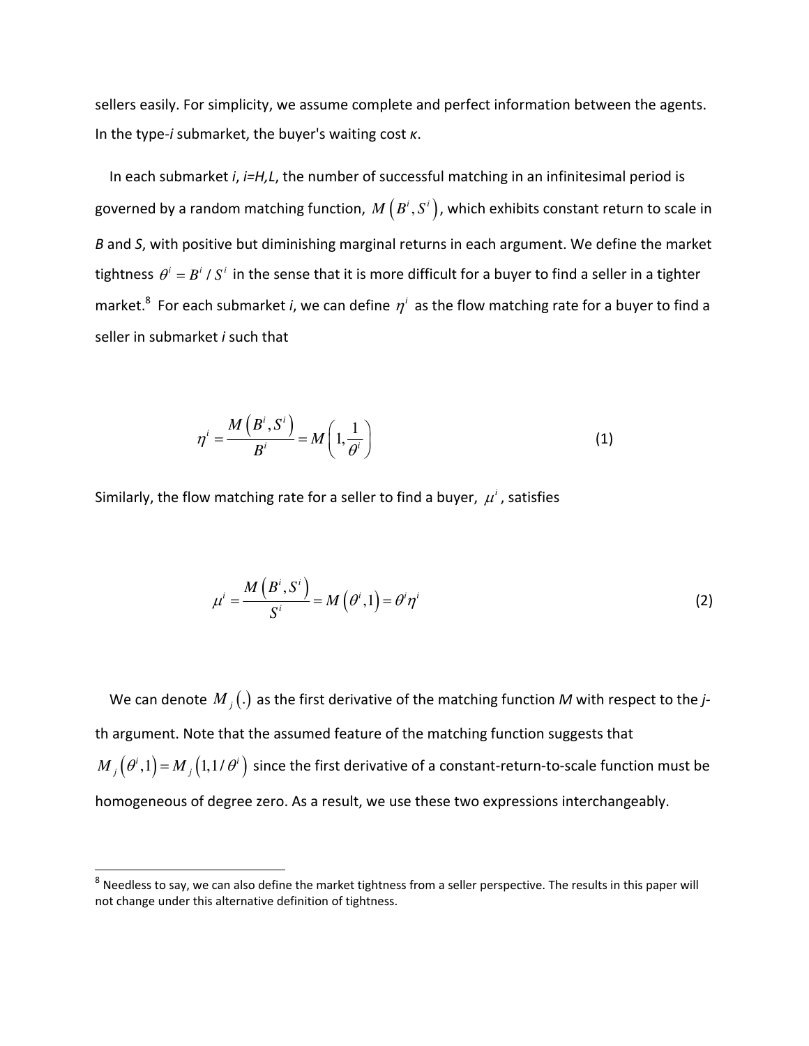sellers easily. For simplicity, we assume complete and perfect information between the agents. In the type-*i* submarket, the buyer's waiting cost *κ*.

In each submarket *i*, *i=H,L*, the number of successful matching in an infinitesimal period is governed by a random matching function, $M\left(B^i, S^i\right)$, which exhibits constant return to scale in *B* and *S*, with positive but diminishing marginal returns in each argument. We define the market tightness $\theta^i = B^i / S^i$ in the sense that it is more difficult for a buyer to find a seller in a tighter market.[8] For each submarket *i*, we can define $\eta^i$ as the flow matching rate for a buyer to find a seller in submarket *i* such that

$$\eta^i = \frac{M\left(B^i, S^i\right)}{B^i} = M\left(1, \frac{1}{\theta^i}\right) \tag{1}$$

Similarly, the flow matching rate for a seller to find a buyer, $\mu^i$, satisfies

$$\mu^i = \frac{M\left(B^i, S^i\right)}{S^i} = M\left(\theta^i, 1\right) = \theta^i \eta^i \tag{2}$$

We can denote $M_j(.)$ as the first derivative of the matching function *M* with respect to the *j*-th argument. Note that the assumed feature of the matching function suggests that $M_j\left(\theta^i, 1\right) = M_j\left(1, 1/\theta^i\right)$ since the first derivative of a constant-return-to-scale function must be homogeneous of degree zero. As a result, we use these two expressions interchangeably.

[8] Needless to say, we can also define the market tightness from a seller perspective. The results in this paper will not change under this alternative definition of tightness.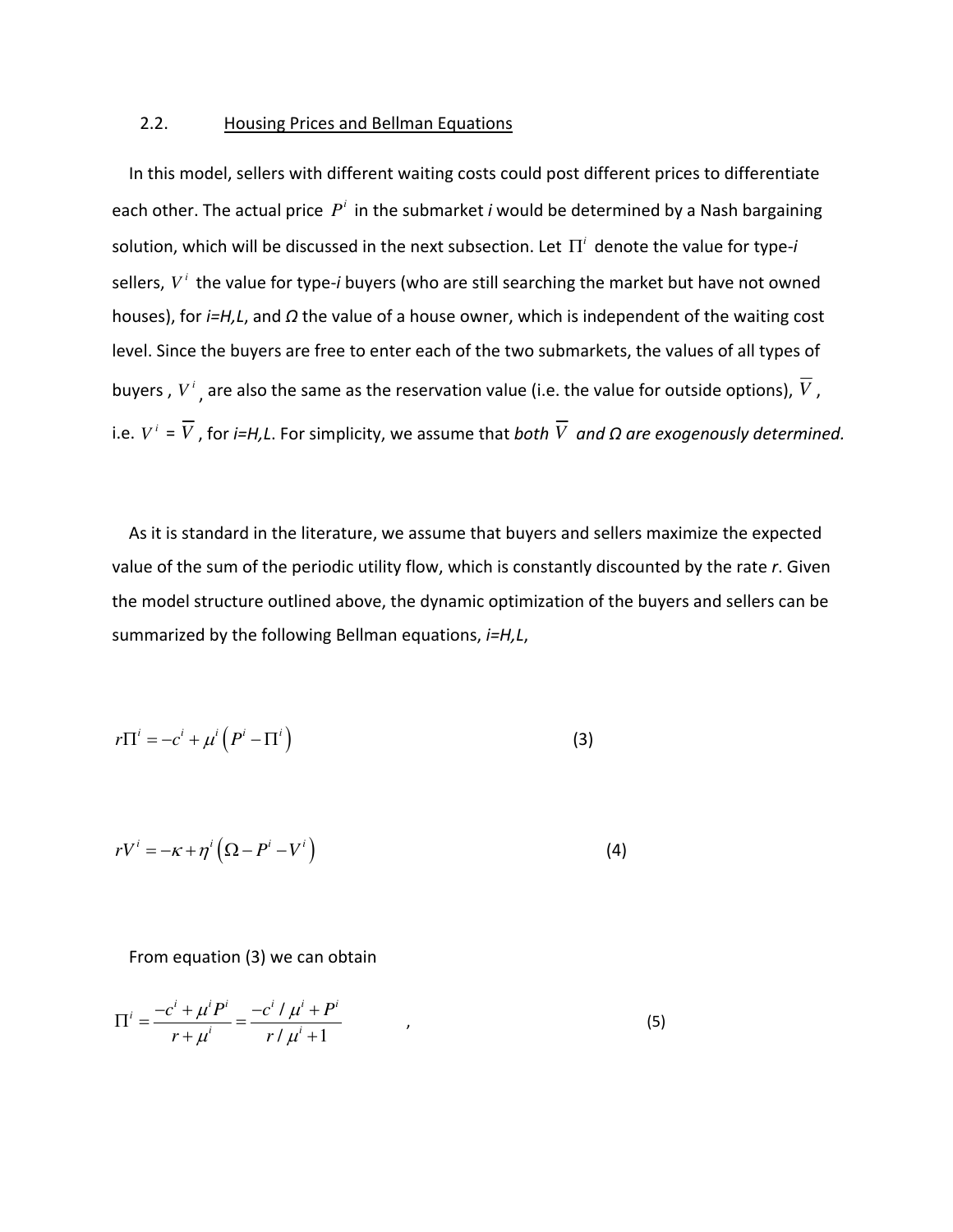### 2.2. Housing Prices and Bellman Equations

In this model, sellers with different waiting costs could post different prices to differentiate each other. The actual price $P^i$ in the submarket *i* would be determined by a Nash bargaining solution, which will be discussed in the next subsection. Let $\Pi^i$ denote the value for type-*i* sellers, $V^i$ the value for type-*i* buyers (who are still searching the market but have not owned houses), for *i=H,L*, and *Ω* the value of a house owner, which is independent of the waiting cost level. Since the buyers are free to enter each of the two submarkets, the values of all types of buyers, $V^i$, are also the same as the reservation value (i.e. the value for outside options), $\overline{V}$, i.e. $V^i = \overline{V}$, for *i=H,L*. For simplicity, we assume that *both* $\overline{V}$ *and Ω are exogenously determined.*

As it is standard in the literature, we assume that buyers and sellers maximize the expected value of the sum of the periodic utility flow, which is constantly discounted by the rate *r*. Given the model structure outlined above, the dynamic optimization of the buyers and sellers can be summarized by the following Bellman equations, *i=H,L*,

$$r\Pi^i = -c^i + \mu^i \left( P^i - \Pi^i \right) \tag{3}$$

$$rV^i = -\kappa + \eta^i \left( \Omega - P^i - V^i \right) \tag{4}$$

From equation (3) we can obtain

$$\Pi^i = \frac{-c^i + \mu^i P^i}{r + \mu^i} = \frac{-c^i / \mu^i + P^i}{r / \mu^i + 1} \quad , \tag{5}$$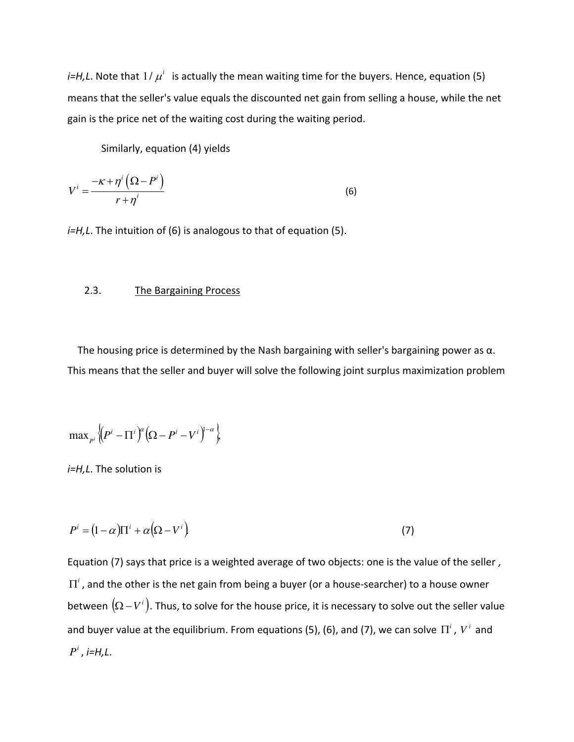*i=H,L*. Note that $1/\mu^i$ is actually the mean waiting time for the buyers. Hence, equation (5) means that the seller's value equals the discounted net gain from selling a house, while the net gain is the price net of the waiting cost during the waiting period.

Similarly, equation (4) yields

$$V^i = \frac{-\kappa + \eta^i\left(\Omega - P^i\right)}{r + \eta^i} \tag{6}$$

*i=H,L*. The intuition of (6) is analogous to that of equation (5).

### 2.3. The Bargaining Process

The housing price is determined by the Nash bargaining with seller's bargaining power as α. This means that the seller and buyer will solve the following joint surplus maximization problem

$$\max_{P^i}\left\{\left(P^i - \Pi^i\right)^{\alpha}\left(\Omega - P^i - V^i\right)^{1-\alpha}\right\},$$

*i=H,L*. The solution is

$$P^i = (1-\alpha)\Pi^i + \alpha\left(\Omega - V^i\right). \tag{7}$$

Equation (7) says that price is a weighted average of two objects: one is the value of the seller , $\Pi^i$, and the other is the net gain from being a buyer (or a house-searcher) to a house owner between $\left(\Omega - V^i\right)$. Thus, to solve for the house price, it is necessary to solve out the seller value and buyer value at the equilibrium. From equations (5), (6), and (7), we can solve $\Pi^i$, $V^i$ and $P^i$, *i=H,L*.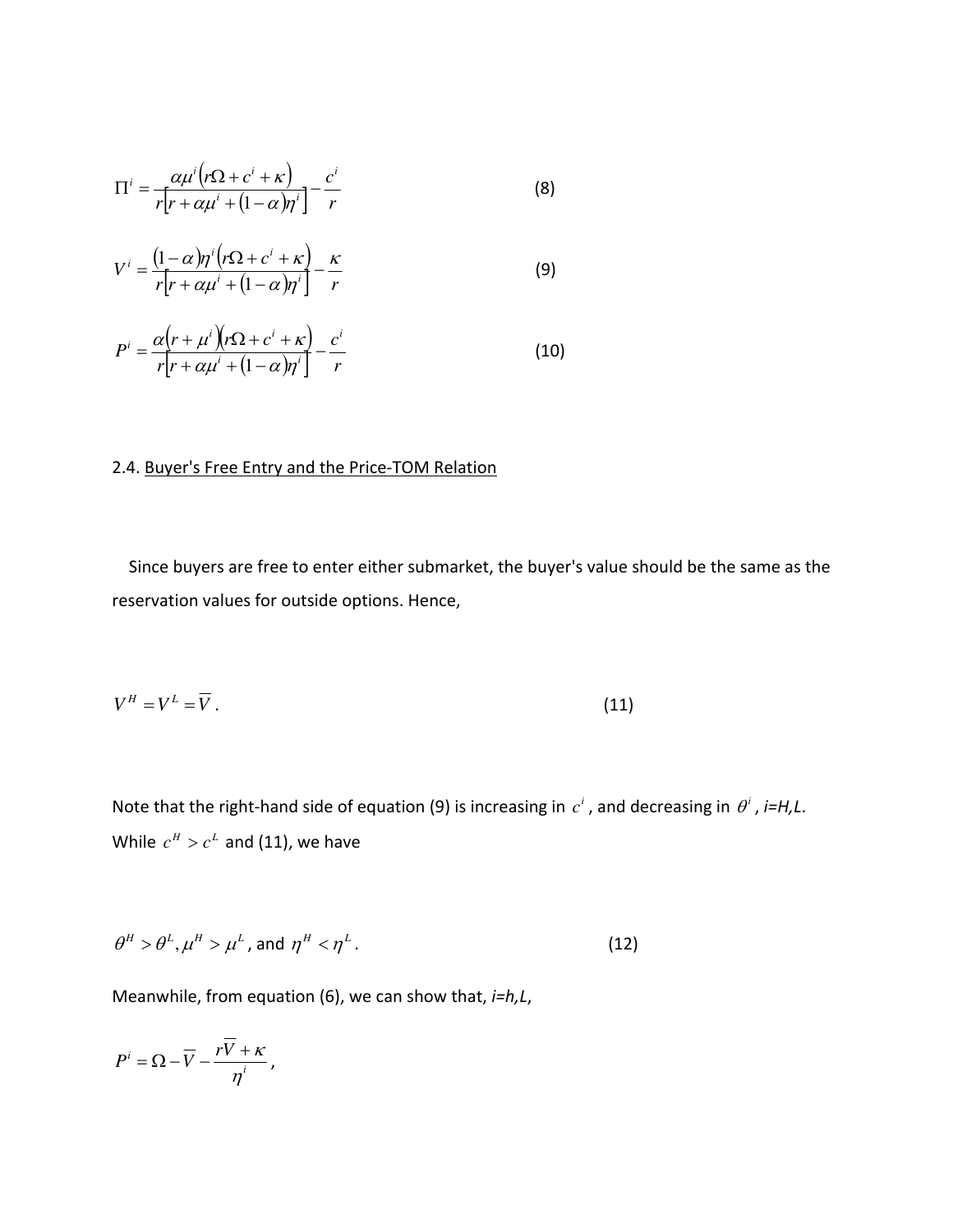$$\Pi^i = \frac{\alpha\mu^i\left(r\Omega + c^i + \kappa\right)}{r\left[r + \alpha\mu^i + (1-\alpha)\eta^i\right]} - \frac{c^i}{r} \tag{8}$$

$$V^i = \frac{(1-\alpha)\eta^i\left(r\Omega + c^i + \kappa\right)}{r\left[r + \alpha\mu^i + (1-\alpha)\eta^i\right]} - \frac{\kappa}{r} \tag{9}$$

$$P^i = \frac{\alpha\left(r + \mu^i\right)\left(r\Omega + c^i + \kappa\right)}{r\left[r + \alpha\mu^i + (1-\alpha)\eta^i\right]} - \frac{c^i}{r} \tag{10}$$

2.4. Buyer's Free Entry and the Price-TOM Relation

Since buyers are free to enter either submarket, the buyer's value should be the same as the reservation values for outside options. Hence,

$$V^H = V^L = \overline{V}. \tag{11}$$

Note that the right-hand side of equation (9) is increasing in $c^i$, and decreasing in $\theta^i$, *i=H,L*. While $c^H > c^L$ and (11), we have

$$\theta^H > \theta^L, \mu^H > \mu^L, \text{ and } \eta^H < \eta^L. \tag{12}$$

Meanwhile, from equation (6), we can show that, *i=h,L*,

$$P^i = \Omega - \overline{V} - \frac{r\overline{V} + \kappa}{\eta^i},$$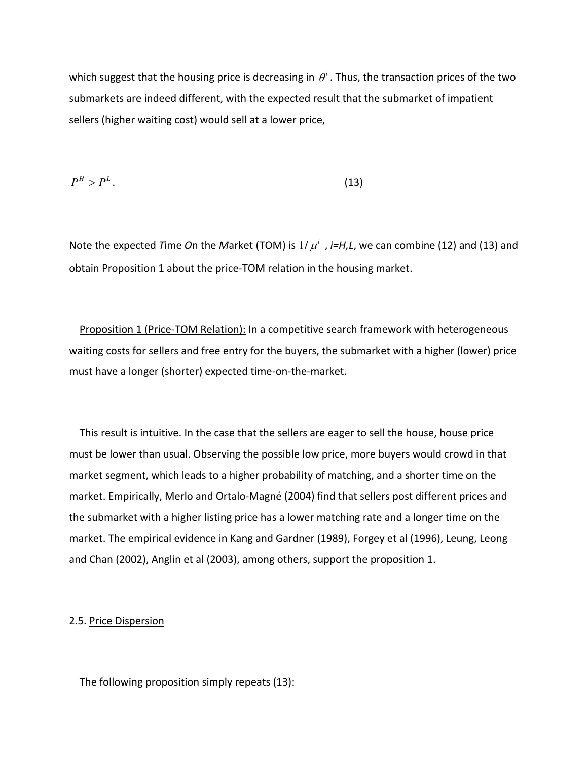which suggest that the housing price is decreasing in $\theta^i$. Thus, the transaction prices of the two submarkets are indeed different, with the expected result that the submarket of impatient sellers (higher waiting cost) would sell at a lower price,

$$P^H > P^L. \tag{13}$$

Note the expected *T*ime *O*n the *M*arket (TOM) is $1/\mu^i$ , *i=H,L*, we can combine (12) and (13) and obtain Proposition 1 about the price-TOM relation in the housing market.

Proposition 1 (Price-TOM Relation): In a competitive search framework with heterogeneous waiting costs for sellers and free entry for the buyers, the submarket with a higher (lower) price must have a longer (shorter) expected time-on-the-market.

This result is intuitive. In the case that the sellers are eager to sell the house, house price must be lower than usual. Observing the possible low price, more buyers would crowd in that market segment, which leads to a higher probability of matching, and a shorter time on the market. Empirically, Merlo and Ortalo-Magné (2004) find that sellers post different prices and the submarket with a higher listing price has a lower matching rate and a longer time on the market. The empirical evidence in Kang and Gardner (1989), Forgey et al (1996), Leung, Leong and Chan (2002), Anglin et al (2003), among others, support the proposition 1.

## 2.5. Price Dispersion

The following proposition simply repeats (13):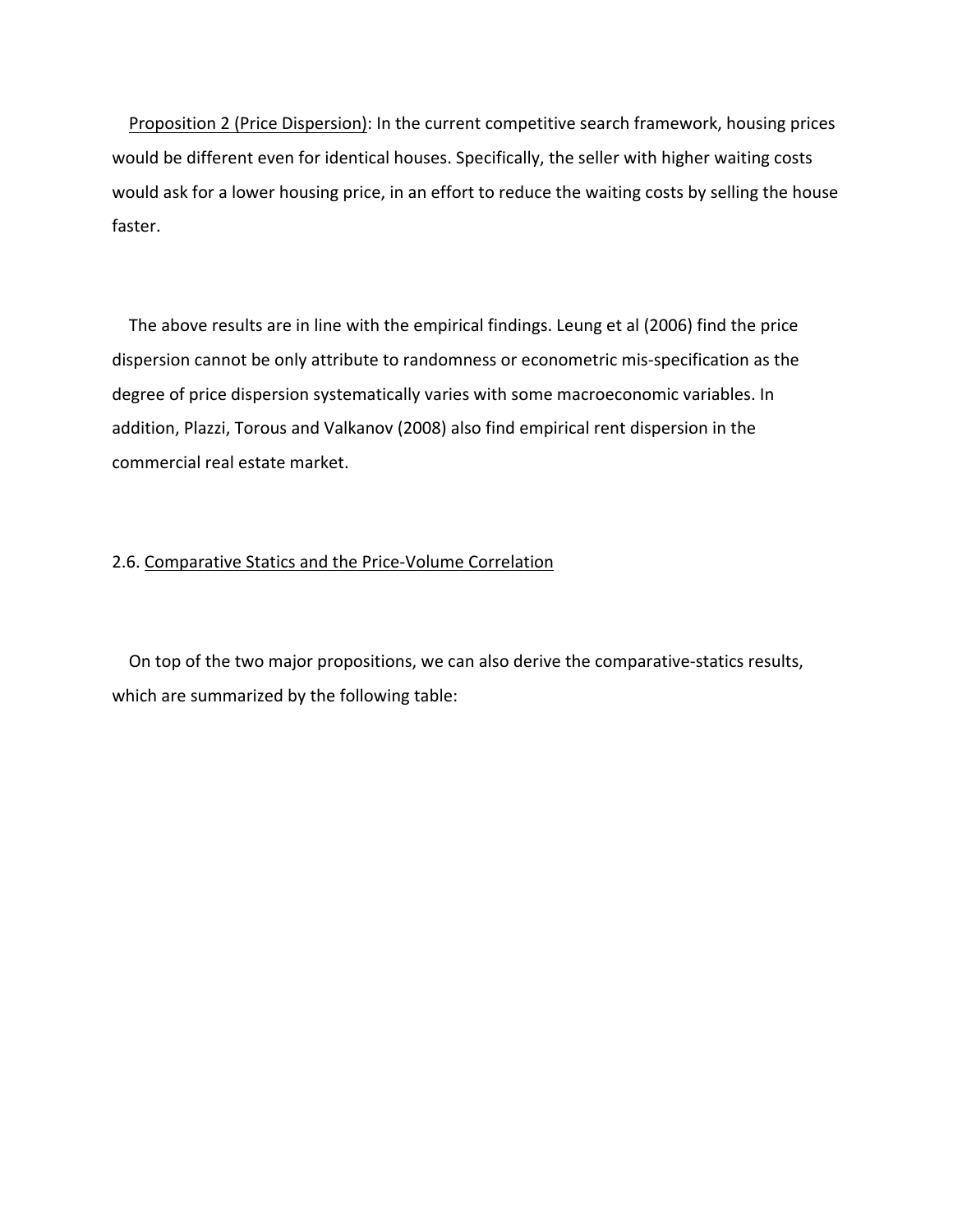<u>Proposition 2 (Price Dispersion)</u>: In the current competitive search framework, housing prices would be different even for identical houses. Specifically, the seller with higher waiting costs would ask for a lower housing price, in an effort to reduce the waiting costs by selling the house faster.

The above results are in line with the empirical findings. Leung et al (2006) find the price dispersion cannot be only attribute to randomness or econometric mis-specification as the degree of price dispersion systematically varies with some macroeconomic variables. In addition, Plazzi, Torous and Valkanov (2008) also find empirical rent dispersion in the commercial real estate market.

## 2.6. Comparative Statics and the Price-Volume Correlation

On top of the two major propositions, we can also derive the comparative-statics results, which are summarized by the following table: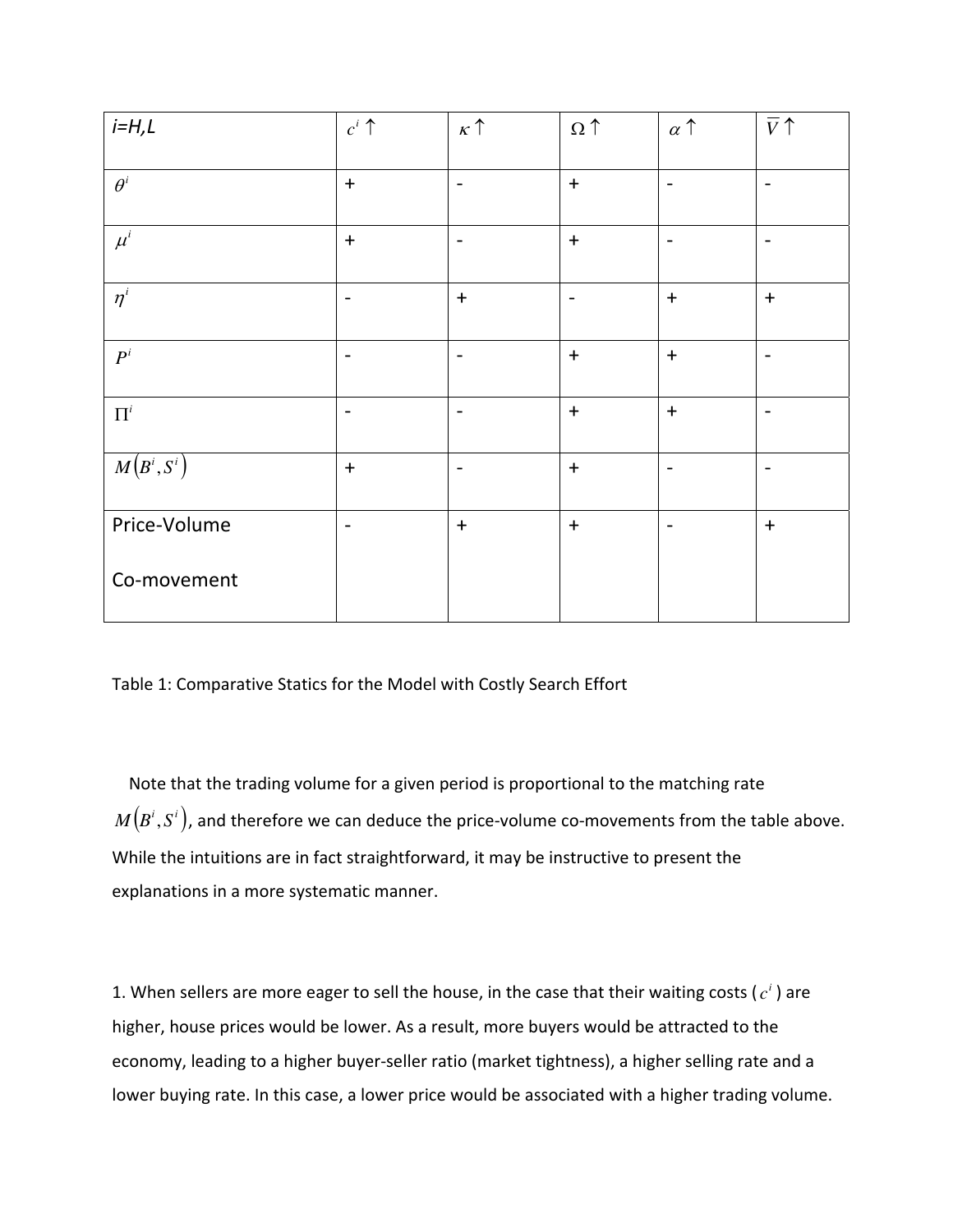| $i$=H,L | $c^i \uparrow$ | $\kappa \uparrow$ | $\Omega \uparrow$ | $\alpha \uparrow$ | $\overline{V} \uparrow$ |
|---|---|---|---|---|---|
| $\theta^i$ | + | - | + | - | - |
| $\mu^i$ | + | - | + | - | - |
| $\eta^i$ | - | + | - | + | + |
| $P^i$ | - | - | + | + | - |
| $\Pi^i$ | - | - | + | + | - |
| $M(B^i, S^i)$ | + | - | + | - | - |
| Price-Volume Co-movement | - | + | + | - | + |

Table 1: Comparative Statics for the Model with Costly Search Effort

Note that the trading volume for a given period is proportional to the matching rate $M(B^i, S^i)$, and therefore we can deduce the price-volume co-movements from the table above. While the intuitions are in fact straightforward, it may be instructive to present the explanations in a more systematic manner.

1. When sellers are more eager to sell the house, in the case that their waiting costs ($c^i$) are higher, house prices would be lower. As a result, more buyers would be attracted to the economy, leading to a higher buyer-seller ratio (market tightness), a higher selling rate and a lower buying rate. In this case, a lower price would be associated with a higher trading volume.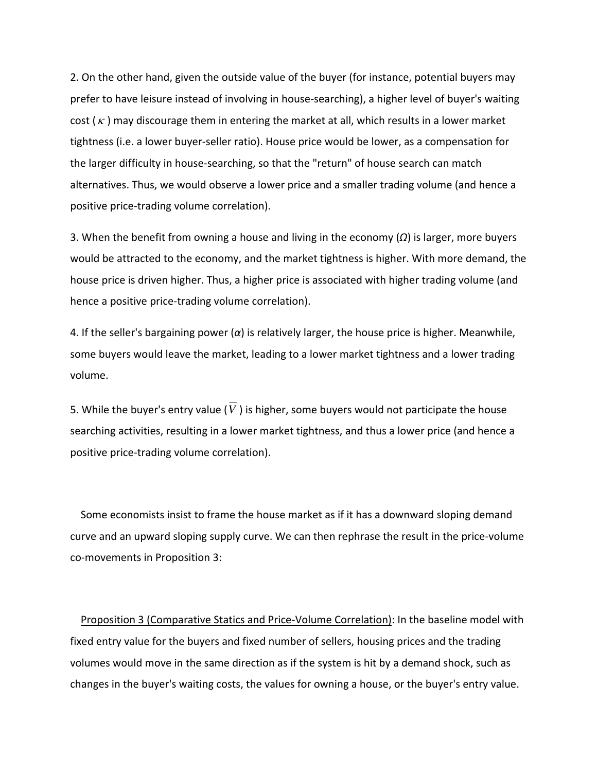2. On the other hand, given the outside value of the buyer (for instance, potential buyers may prefer to have leisure instead of involving in house-searching), a higher level of buyer's waiting cost ( $\kappa$ ) may discourage them in entering the market at all, which results in a lower market tightness (i.e. a lower buyer-seller ratio). House price would be lower, as a compensation for the larger difficulty in house-searching, so that the "return" of house search can match alternatives. Thus, we would observe a lower price and a smaller trading volume (and hence a positive price-trading volume correlation).

3. When the benefit from owning a house and living in the economy ($\Omega$) is larger, more buyers would be attracted to the economy, and the market tightness is higher. With more demand, the house price is driven higher. Thus, a higher price is associated with higher trading volume (and hence a positive price-trading volume correlation).

4. If the seller's bargaining power ($\alpha$) is relatively larger, the house price is higher. Meanwhile, some buyers would leave the market, leading to a lower market tightness and a lower trading volume.

5. While the buyer's entry value ( $\overline{V}$ ) is higher, some buyers would not participate the house searching activities, resulting in a lower market tightness, and thus a lower price (and hence a positive price-trading volume correlation).

Some economists insist to frame the house market as if it has a downward sloping demand curve and an upward sloping supply curve. We can then rephrase the result in the price-volume co-movements in Proposition 3:

<u>Proposition 3 (Comparative Statics and Price-Volume Correlation)</u>: In the baseline model with fixed entry value for the buyers and fixed number of sellers, housing prices and the trading volumes would move in the same direction as if the system is hit by a demand shock, such as changes in the buyer's waiting costs, the values for owning a house, or the buyer's entry value.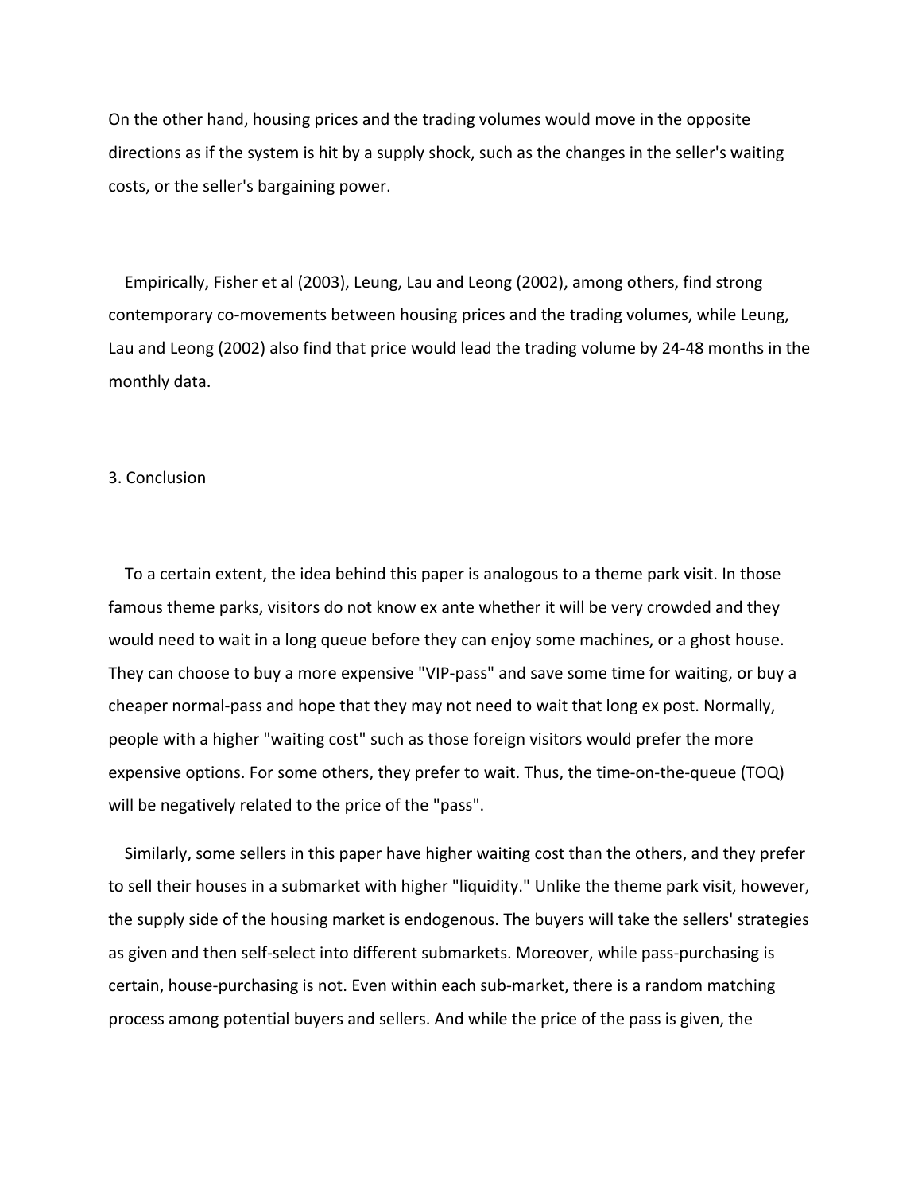On the other hand, housing prices and the trading volumes would move in the opposite directions as if the system is hit by a supply shock, such as the changes in the seller's waiting costs, or the seller's bargaining power.

Empirically, Fisher et al (2003), Leung, Lau and Leong (2002), among others, find strong contemporary co-movements between housing prices and the trading volumes, while Leung, Lau and Leong (2002) also find that price would lead the trading volume by 24-48 months in the monthly data.

## 3. Conclusion

To a certain extent, the idea behind this paper is analogous to a theme park visit. In those famous theme parks, visitors do not know ex ante whether it will be very crowded and they would need to wait in a long queue before they can enjoy some machines, or a ghost house. They can choose to buy a more expensive "VIP-pass" and save some time for waiting, or buy a cheaper normal-pass and hope that they may not need to wait that long ex post. Normally, people with a higher "waiting cost" such as those foreign visitors would prefer the more expensive options. For some others, they prefer to wait. Thus, the time-on-the-queue (TOQ) will be negatively related to the price of the "pass".

Similarly, some sellers in this paper have higher waiting cost than the others, and they prefer to sell their houses in a submarket with higher "liquidity." Unlike the theme park visit, however, the supply side of the housing market is endogenous. The buyers will take the sellers' strategies as given and then self-select into different submarkets. Moreover, while pass-purchasing is certain, house-purchasing is not. Even within each sub-market, there is a random matching process among potential buyers and sellers. And while the price of the pass is given, the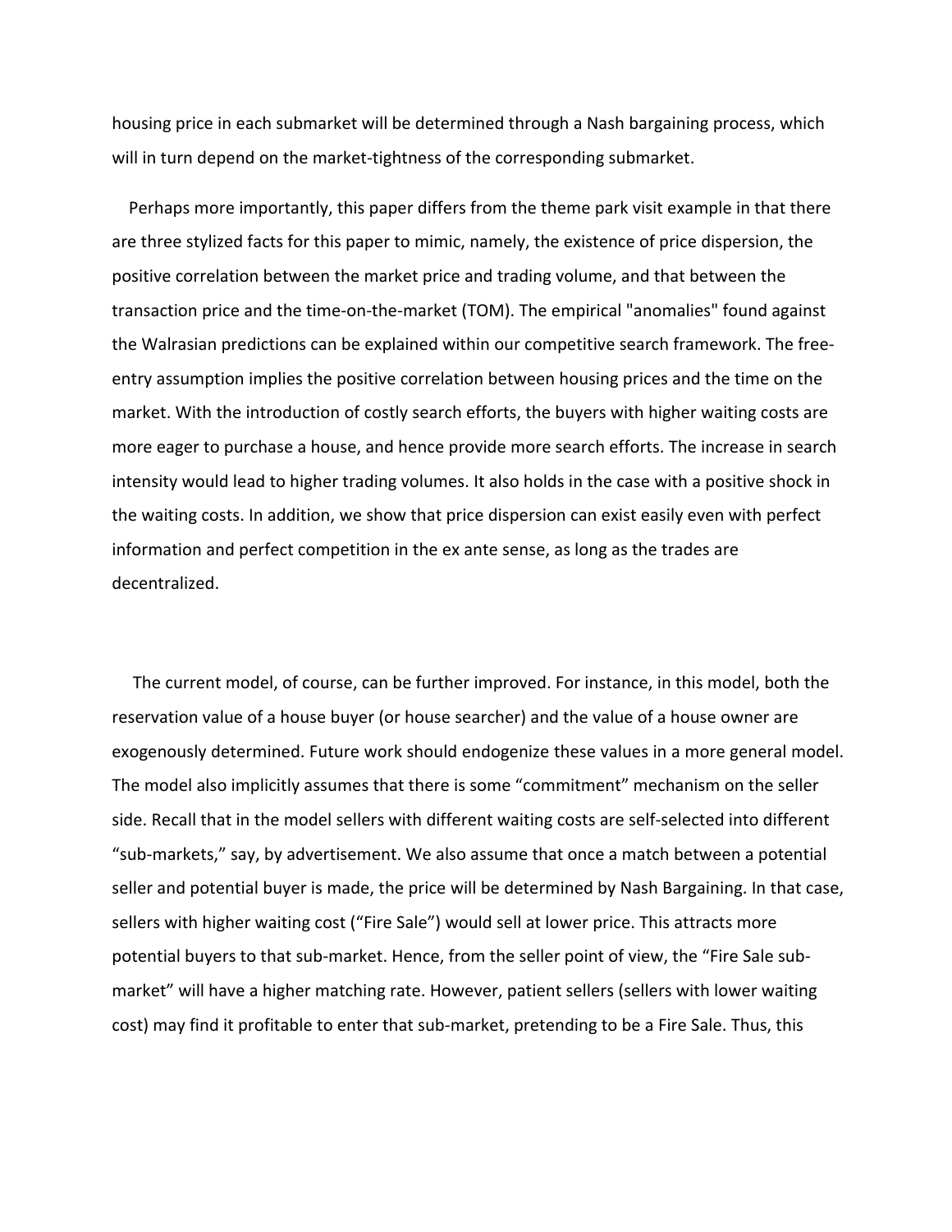housing price in each submarket will be determined through a Nash bargaining process, which will in turn depend on the market-tightness of the corresponding submarket.

Perhaps more importantly, this paper differs from the theme park visit example in that there are three stylized facts for this paper to mimic, namely, the existence of price dispersion, the positive correlation between the market price and trading volume, and that between the transaction price and the time-on-the-market (TOM). The empirical "anomalies" found against the Walrasian predictions can be explained within our competitive search framework. The free-entry assumption implies the positive correlation between housing prices and the time on the market. With the introduction of costly search efforts, the buyers with higher waiting costs are more eager to purchase a house, and hence provide more search efforts. The increase in search intensity would lead to higher trading volumes. It also holds in the case with a positive shock in the waiting costs. In addition, we show that price dispersion can exist easily even with perfect information and perfect competition in the ex ante sense, as long as the trades are decentralized.

The current model, of course, can be further improved. For instance, in this model, both the reservation value of a house buyer (or house searcher) and the value of a house owner are exogenously determined. Future work should endogenize these values in a more general model. The model also implicitly assumes that there is some "commitment" mechanism on the seller side. Recall that in the model sellers with different waiting costs are self-selected into different "sub-markets," say, by advertisement. We also assume that once a match between a potential seller and potential buyer is made, the price will be determined by Nash Bargaining. In that case, sellers with higher waiting cost ("Fire Sale") would sell at lower price. This attracts more potential buyers to that sub-market. Hence, from the seller point of view, the "Fire Sale sub-market" will have a higher matching rate. However, patient sellers (sellers with lower waiting cost) may find it profitable to enter that sub-market, pretending to be a Fire Sale. Thus, this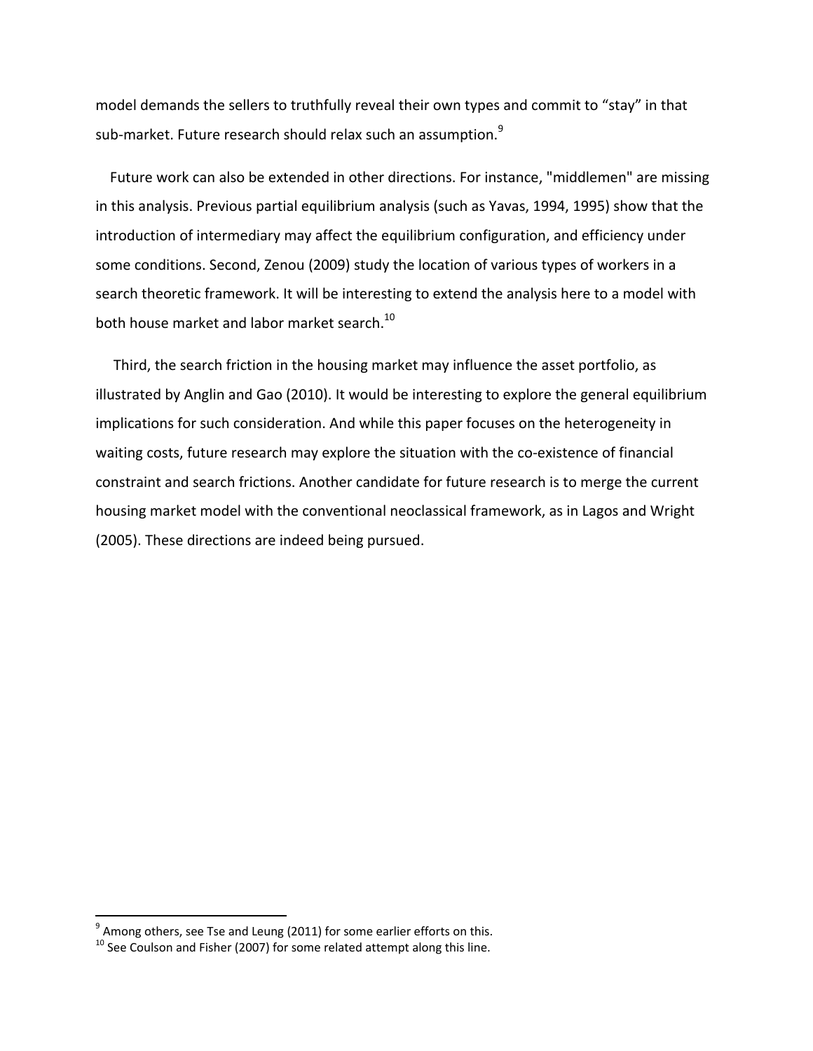model demands the sellers to truthfully reveal their own types and commit to "stay" in that sub-market. Future research should relax such an assumption.[9]

Future work can also be extended in other directions. For instance, "middlemen" are missing in this analysis. Previous partial equilibrium analysis (such as Yavas, 1994, 1995) show that the introduction of intermediary may affect the equilibrium configuration, and efficiency under some conditions. Second, Zenou (2009) study the location of various types of workers in a search theoretic framework. It will be interesting to extend the analysis here to a model with both house market and labor market search.[10]

Third, the search friction in the housing market may influence the asset portfolio, as illustrated by Anglin and Gao (2010). It would be interesting to explore the general equilibrium implications for such consideration. And while this paper focuses on the heterogeneity in waiting costs, future research may explore the situation with the co-existence of financial constraint and search frictions. Another candidate for future research is to merge the current housing market model with the conventional neoclassical framework, as in Lagos and Wright (2005). These directions are indeed being pursued.

---

[9] Among others, see Tse and Leung (2011) for some earlier efforts on this.

[10] See Coulson and Fisher (2007) for some related attempt along this line.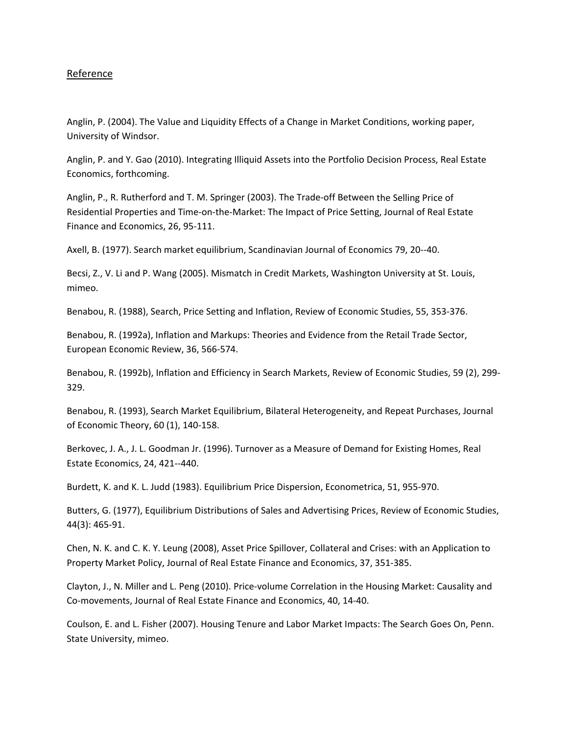## Reference

Anglin, P. (2004). The Value and Liquidity Effects of a Change in Market Conditions, working paper, University of Windsor.

Anglin, P. and Y. Gao (2010). Integrating Illiquid Assets into the Portfolio Decision Process, Real Estate Economics, forthcoming.

Anglin, P., R. Rutherford and T. M. Springer (2003). The Trade-off Between the Selling Price of Residential Properties and Time-on-the-Market: The Impact of Price Setting, Journal of Real Estate Finance and Economics, 26, 95-111.

Axell, B. (1977). Search market equilibrium, Scandinavian Journal of Economics 79, 20--40.

Becsi, Z., V. Li and P. Wang (2005). Mismatch in Credit Markets, Washington University at St. Louis, mimeo.

Benabou, R. (1988), Search, Price Setting and Inflation, Review of Economic Studies, 55, 353-376.

Benabou, R. (1992a), Inflation and Markups: Theories and Evidence from the Retail Trade Sector, European Economic Review, 36, 566-574.

Benabou, R. (1992b), Inflation and Efficiency in Search Markets, Review of Economic Studies, 59 (2), 299-329.

Benabou, R. (1993), Search Market Equilibrium, Bilateral Heterogeneity, and Repeat Purchases, Journal of Economic Theory, 60 (1), 140-158.

Berkovec, J. A., J. L. Goodman Jr. (1996). Turnover as a Measure of Demand for Existing Homes, Real Estate Economics, 24, 421--440.

Burdett, K. and K. L. Judd (1983). Equilibrium Price Dispersion, Econometrica, 51, 955-970.

Butters, G. (1977), Equilibrium Distributions of Sales and Advertising Prices, Review of Economic Studies, 44(3): 465-91.

Chen, N. K. and C. K. Y. Leung (2008), Asset Price Spillover, Collateral and Crises: with an Application to Property Market Policy, Journal of Real Estate Finance and Economics, 37, 351-385.

Clayton, J., N. Miller and L. Peng (2010). Price-volume Correlation in the Housing Market: Causality and Co-movements, Journal of Real Estate Finance and Economics, 40, 14-40.

Coulson, E. and L. Fisher (2007). Housing Tenure and Labor Market Impacts: The Search Goes On, Penn. State University, mimeo.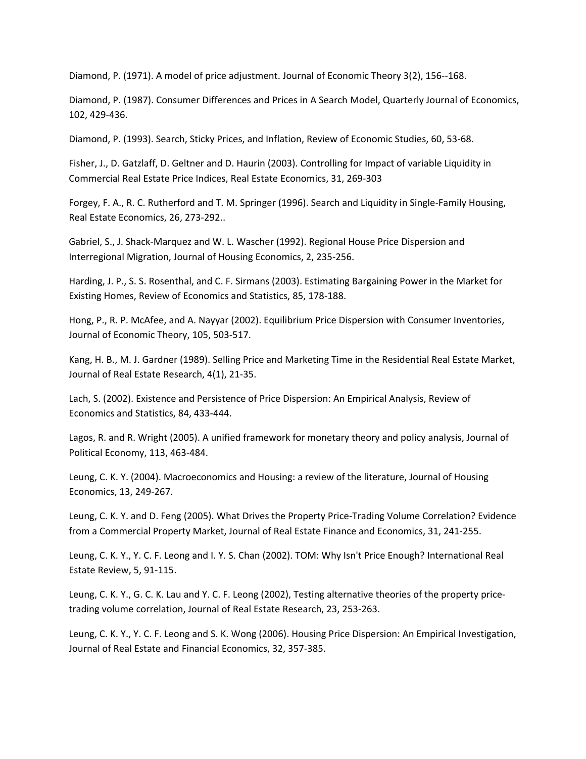Diamond, P. (1971). A model of price adjustment. Journal of Economic Theory 3(2), 156--168.

Diamond, P. (1987). Consumer Differences and Prices in A Search Model, Quarterly Journal of Economics, 102, 429-436.

Diamond, P. (1993). Search, Sticky Prices, and Inflation, Review of Economic Studies, 60, 53-68.

Fisher, J., D. Gatzlaff, D. Geltner and D. Haurin (2003). Controlling for Impact of variable Liquidity in Commercial Real Estate Price Indices, Real Estate Economics, 31, 269-303

Forgey, F. A., R. C. Rutherford and T. M. Springer (1996). Search and Liquidity in Single-Family Housing, Real Estate Economics, 26, 273-292..

Gabriel, S., J. Shack-Marquez and W. L. Wascher (1992). Regional House Price Dispersion and Interregional Migration, Journal of Housing Economics, 2, 235-256.

Harding, J. P., S. S. Rosenthal, and C. F. Sirmans (2003). Estimating Bargaining Power in the Market for Existing Homes, Review of Economics and Statistics, 85, 178-188.

Hong, P., R. P. McAfee, and A. Nayyar (2002). Equilibrium Price Dispersion with Consumer Inventories, Journal of Economic Theory, 105, 503-517.

Kang, H. B., M. J. Gardner (1989). Selling Price and Marketing Time in the Residential Real Estate Market, Journal of Real Estate Research, 4(1), 21-35.

Lach, S. (2002). Existence and Persistence of Price Dispersion: An Empirical Analysis, Review of Economics and Statistics, 84, 433-444.

Lagos, R. and R. Wright (2005). A unified framework for monetary theory and policy analysis, Journal of Political Economy, 113, 463-484.

Leung, C. K. Y. (2004). Macroeconomics and Housing: a review of the literature, Journal of Housing Economics, 13, 249-267.

Leung, C. K. Y. and D. Feng (2005). What Drives the Property Price-Trading Volume Correlation? Evidence from a Commercial Property Market, Journal of Real Estate Finance and Economics, 31, 241-255.

Leung, C. K. Y., Y. C. F. Leong and I. Y. S. Chan (2002). TOM: Why Isn't Price Enough? International Real Estate Review, 5, 91-115.

Leung, C. K. Y., G. C. K. Lau and Y. C. F. Leong (2002), Testing alternative theories of the property price-trading volume correlation, Journal of Real Estate Research, 23, 253-263.

Leung, C. K. Y., Y. C. F. Leong and S. K. Wong (2006). Housing Price Dispersion: An Empirical Investigation, Journal of Real Estate and Financial Economics, 32, 357-385.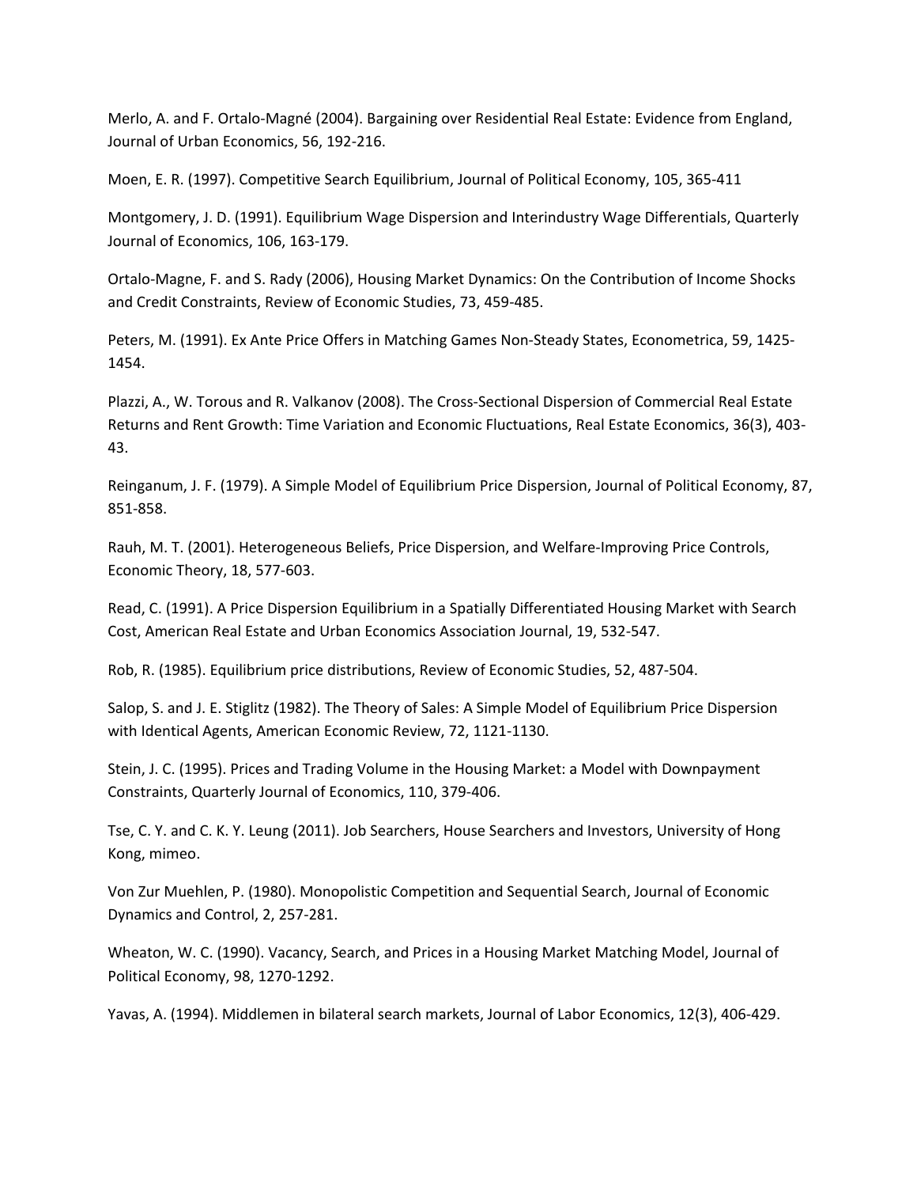Merlo, A. and F. Ortalo-Magné (2004). Bargaining over Residential Real Estate: Evidence from England, Journal of Urban Economics, 56, 192-216.

Moen, E. R. (1997). Competitive Search Equilibrium, Journal of Political Economy, 105, 365-411

Montgomery, J. D. (1991). Equilibrium Wage Dispersion and Interindustry Wage Differentials, Quarterly Journal of Economics, 106, 163-179.

Ortalo-Magne, F. and S. Rady (2006), Housing Market Dynamics: On the Contribution of Income Shocks and Credit Constraints, Review of Economic Studies, 73, 459-485.

Peters, M. (1991). Ex Ante Price Offers in Matching Games Non-Steady States, Econometrica, 59, 1425-1454.

Plazzi, A., W. Torous and R. Valkanov (2008). The Cross-Sectional Dispersion of Commercial Real Estate Returns and Rent Growth: Time Variation and Economic Fluctuations, Real Estate Economics, 36(3), 403-43.

Reinganum, J. F. (1979). A Simple Model of Equilibrium Price Dispersion, Journal of Political Economy, 87, 851-858.

Rauh, M. T. (2001). Heterogeneous Beliefs, Price Dispersion, and Welfare-Improving Price Controls, Economic Theory, 18, 577-603.

Read, C. (1991). A Price Dispersion Equilibrium in a Spatially Differentiated Housing Market with Search Cost, American Real Estate and Urban Economics Association Journal, 19, 532-547.

Rob, R. (1985). Equilibrium price distributions, Review of Economic Studies, 52, 487-504.

Salop, S. and J. E. Stiglitz (1982). The Theory of Sales: A Simple Model of Equilibrium Price Dispersion with Identical Agents, American Economic Review, 72, 1121-1130.

Stein, J. C. (1995). Prices and Trading Volume in the Housing Market: a Model with Downpayment Constraints, Quarterly Journal of Economics, 110, 379-406.

Tse, C. Y. and C. K. Y. Leung (2011). Job Searchers, House Searchers and Investors, University of Hong Kong, mimeo.

Von Zur Muehlen, P. (1980). Monopolistic Competition and Sequential Search, Journal of Economic Dynamics and Control, 2, 257-281.

Wheaton, W. C. (1990). Vacancy, Search, and Prices in a Housing Market Matching Model, Journal of Political Economy, 98, 1270-1292.

Yavas, A. (1994). Middlemen in bilateral search markets, Journal of Labor Economics, 12(3), 406-429.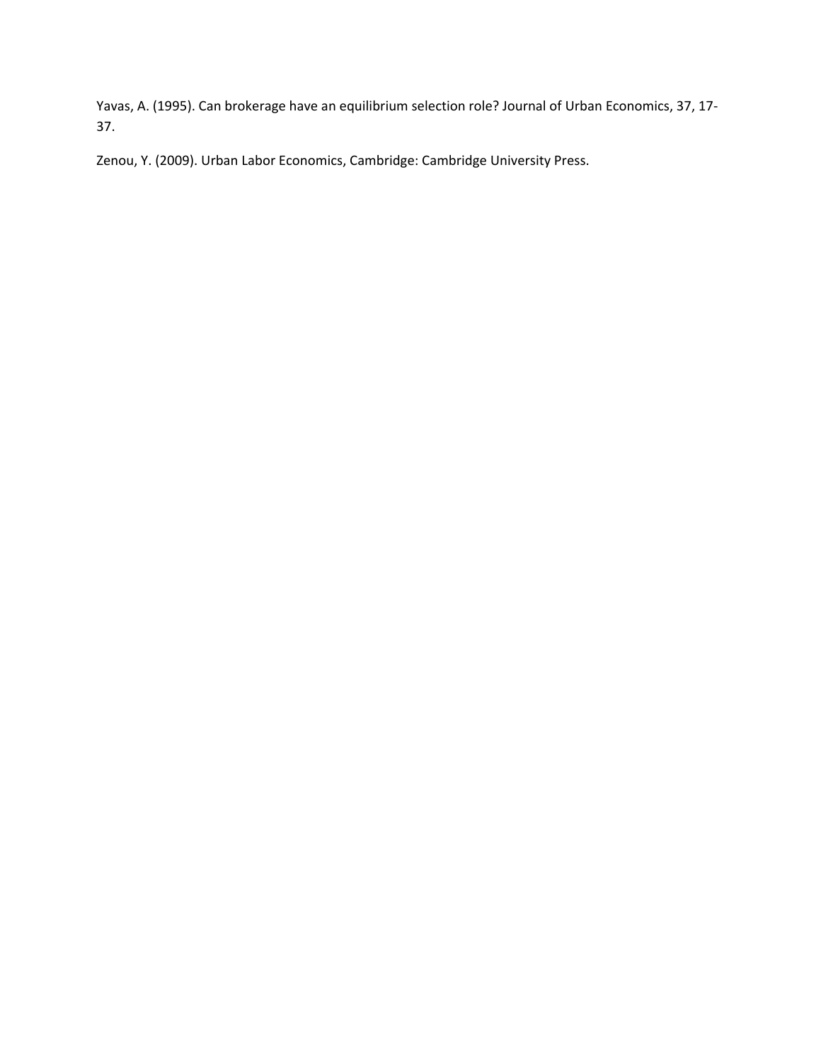Yavas, A. (1995). Can brokerage have an equilibrium selection role? Journal of Urban Economics, 37, 17-37.

Zenou, Y. (2009). Urban Labor Economics, Cambridge: Cambridge University Press.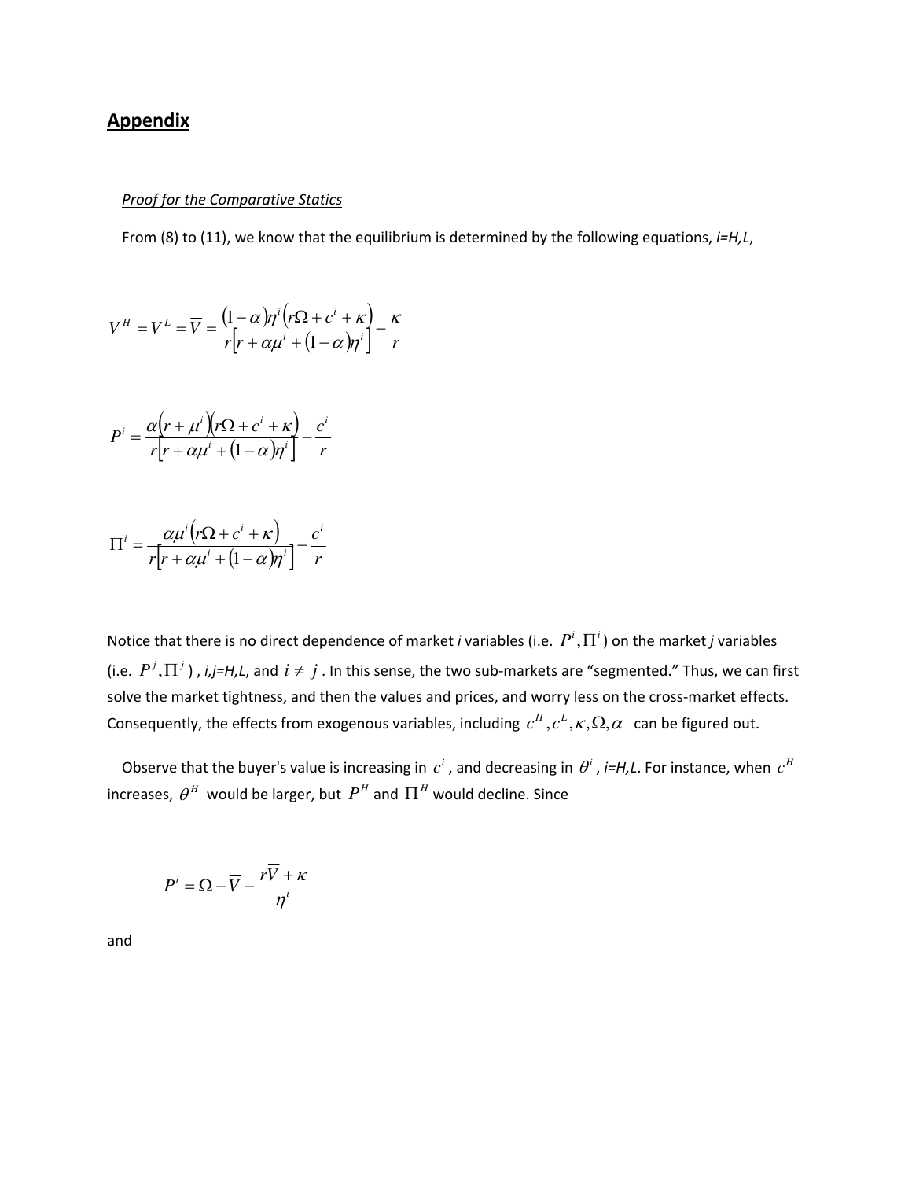## Appendix

*Proof for the Comparative Statics*

From (8) to (11), we know that the equilibrium is determined by the following equations, *i=H,L*,

$$V^H = V^L = \overline{V} = \frac{(1-\alpha)\eta^i \left(r\Omega + c^i + \kappa\right)}{r\left[r + \alpha\mu^i + (1-\alpha)\eta^i\right]} - \frac{\kappa}{r}$$

$$P^i = \frac{\alpha\left(r+\mu^i\right)\left(r\Omega + c^i + \kappa\right)}{r\left[r + \alpha\mu^i + (1-\alpha)\eta^i\right]} - \frac{c^i}{r}$$

$$\Pi^i = \frac{\alpha\mu^i \left(r\Omega + c^i + \kappa\right)}{r\left[r + \alpha\mu^i + (1-\alpha)\eta^i\right]} - \frac{c^i}{r}$$

Notice that there is no direct dependence of market *i* variables (i.e. $P^i, \Pi^i$) on the market *j* variables (i.e. $P^j, \Pi^j$) , *i,j=H,L*, and $i \neq j$ . In this sense, the two sub-markets are "segmented." Thus, we can first solve the market tightness, and then the values and prices, and worry less on the cross-market effects. Consequently, the effects from exogenous variables, including $c^H, c^L, \kappa, \Omega, \alpha$ can be figured out.

Observe that the buyer's value is increasing in $c^i$ , and decreasing in $\theta^i$ , *i=H,L*. For instance, when $c^H$ increases, $\theta^H$ would be larger, but $P^H$ and $\Pi^H$ would decline. Since

$$P^i = \Omega - \overline{V} - \frac{r\overline{V} + \kappa}{\eta^i}$$

and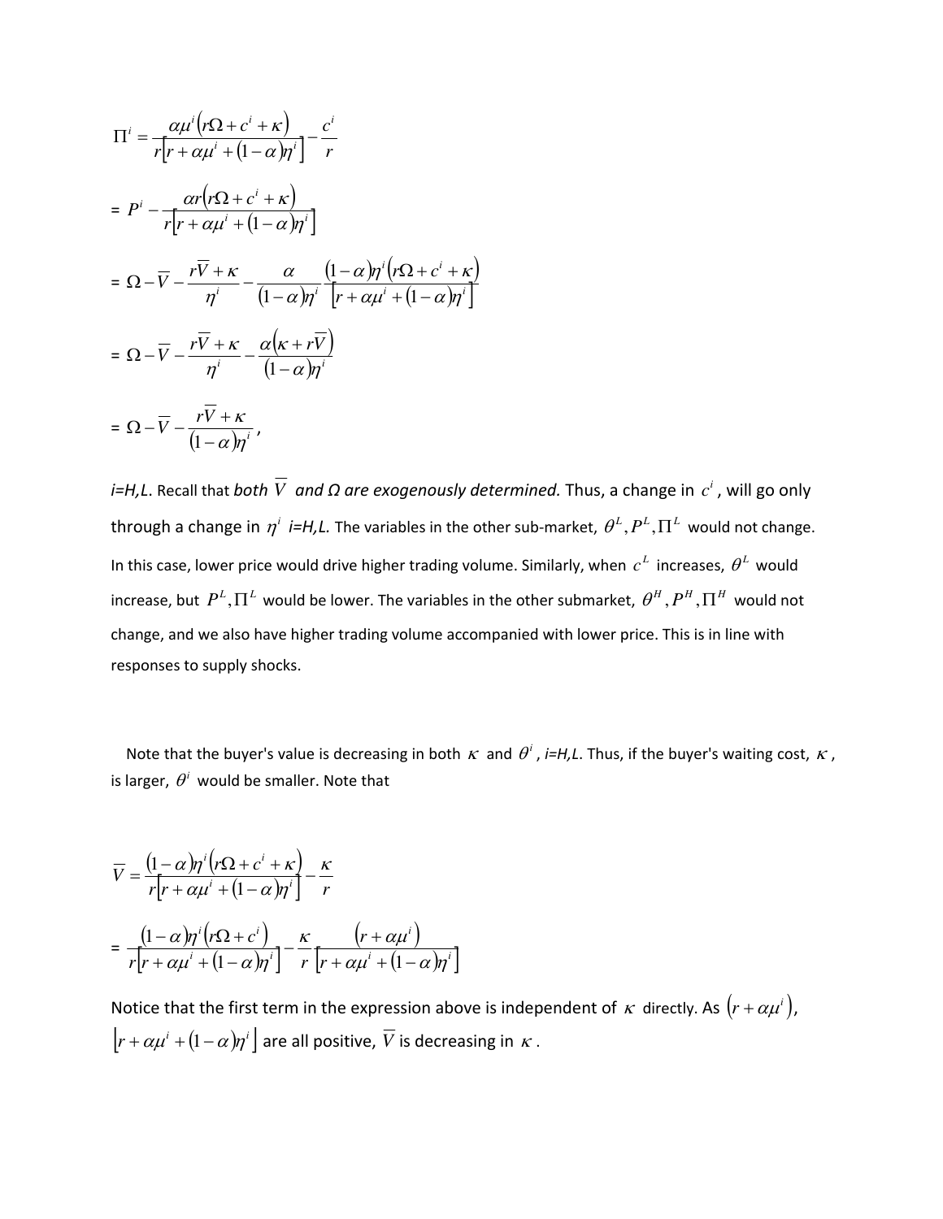$$\Pi^i = \frac{\alpha\mu^i\left(r\Omega + c^i + \kappa\right)}{r\left[r + \alpha\mu^i + (1-\alpha)\eta^i\right]} - \frac{c^i}{r}$$

$$= P^i - \frac{\alpha r\left(r\Omega + c^i + \kappa\right)}{r\left[r + \alpha\mu^i + (1-\alpha)\eta^i\right]}$$

$$= \Omega - \overline{V} - \frac{r\overline{V} + \kappa}{\eta^i} - \frac{\alpha}{(1-\alpha)\eta^i}\frac{(1-\alpha)\eta^i\left(r\Omega + c^i + \kappa\right)}{\left[r + \alpha\mu^i + (1-\alpha)\eta^i\right]}$$

$$= \Omega - \overline{V} - \frac{r\overline{V} + \kappa}{\eta^i} - \frac{\alpha\left(\kappa + r\overline{V}\right)}{(1-\alpha)\eta^i}$$

$$= \Omega - \overline{V} - \frac{r\overline{V} + \kappa}{(1-\alpha)\eta^i},$$

*i=H,L*. Recall that *both* $\overline{V}$ *and* $\Omega$ *are exogenously determined.* Thus, a change in $c^i$, will go only through a change in $\eta^i$ *i=H,L.* The variables in the other sub-market, $\theta^L, P^L, \Pi^L$ would not change. In this case, lower price would drive higher trading volume. Similarly, when $c^L$ increases, $\theta^L$ would increase, but $P^L, \Pi^L$ would be lower. The variables in the other submarket, $\theta^H, P^H, \Pi^H$ would not change, and we also have higher trading volume accompanied with lower price. This is in line with responses to supply shocks.

Note that the buyer's value is decreasing in both $\kappa$ and $\theta^i$, *i=H,L*. Thus, if the buyer's waiting cost, $\kappa$, is larger, $\theta^i$ would be smaller. Note that

$$\overline{V} = \frac{(1-\alpha)\eta^i\left(r\Omega + c^i + \kappa\right)}{r\left[r + \alpha\mu^i + (1-\alpha)\eta^i\right]} - \frac{\kappa}{r}$$

$$= \frac{(1-\alpha)\eta^i\left(r\Omega + c^i\right)}{r\left[r + \alpha\mu^i + (1-\alpha)\eta^i\right]} - \frac{\kappa}{r}\frac{\left(r + \alpha\mu^i\right)}{\left[r + \alpha\mu^i + (1-\alpha)\eta^i\right]}$$

Notice that the first term in the expression above is independent of $\kappa$ directly. As $\left(r + \alpha\mu^i\right)$, $\left[r + \alpha\mu^i + (1-\alpha)\eta^i\right]$ are all positive, $\overline{V}$ is decreasing in $\kappa$.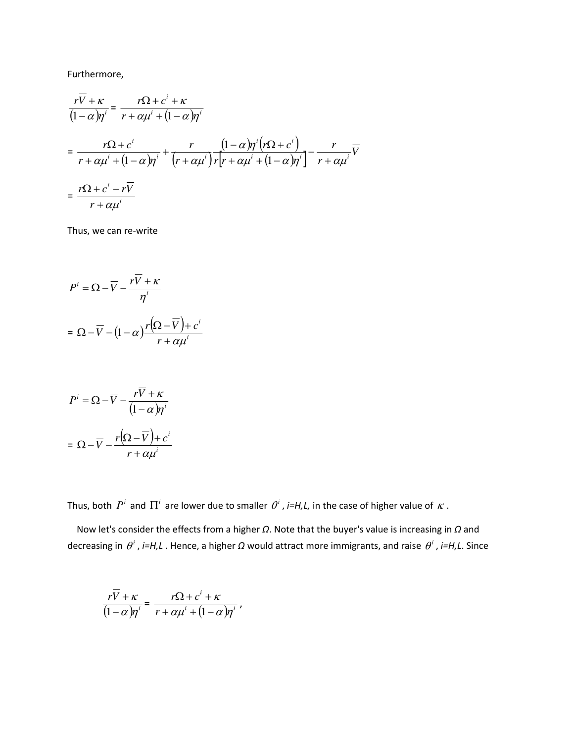Furthermore,

$$\frac{r\overline{V}+\kappa}{(1-\alpha)\eta^i} = \frac{r\Omega + c^i + \kappa}{r+\alpha\mu^i + (1-\alpha)\eta^i}$$

$$= \frac{r\Omega + c^i}{r+\alpha\mu^i + (1-\alpha)\eta^i} + \frac{r}{\left(r+\alpha\mu^i\right)} \frac{(1-\alpha)\eta^i \left(r\Omega + c^i\right)}{r\left[r+\alpha\mu^i + (1-\alpha)\eta^i\right]} - \frac{r}{r+\alpha\mu^i}\overline{V}$$

$$= \frac{r\Omega + c^i - r\overline{V}}{r+\alpha\mu^i}$$

Thus, we can re-write

$$P^i = \Omega - \overline{V} - \frac{r\overline{V}+\kappa}{\eta^i}$$

$$= \Omega - \overline{V} - (1-\alpha)\frac{r\left(\Omega - \overline{V}\right) + c^i}{r+\alpha\mu^i}$$

$$P^i = \Omega - \overline{V} - \frac{r\overline{V}+\kappa}{(1-\alpha)\eta^i}$$

$$= \Omega - \overline{V} - \frac{r\left(\Omega - \overline{V}\right) + c^i}{r+\alpha\mu^i}$$

Thus, both $P^i$ and $\Pi^i$ are lower due to smaller $\theta^i$, *i=H,L,* in the case of higher value of $\kappa$.

Now let's consider the effects from a higher $\Omega$. Note that the buyer's value is increasing in $\Omega$ and decreasing in $\theta^i$, *i=H,L*. Hence, a higher $\Omega$ would attract more immigrants, and raise $\theta^i$, *i=H,L*. Since

$$\frac{r\overline{V}+\kappa}{(1-\alpha)\eta^i} = \frac{r\Omega + c^i + \kappa}{r+\alpha\mu^i + (1-\alpha)\eta^i},$$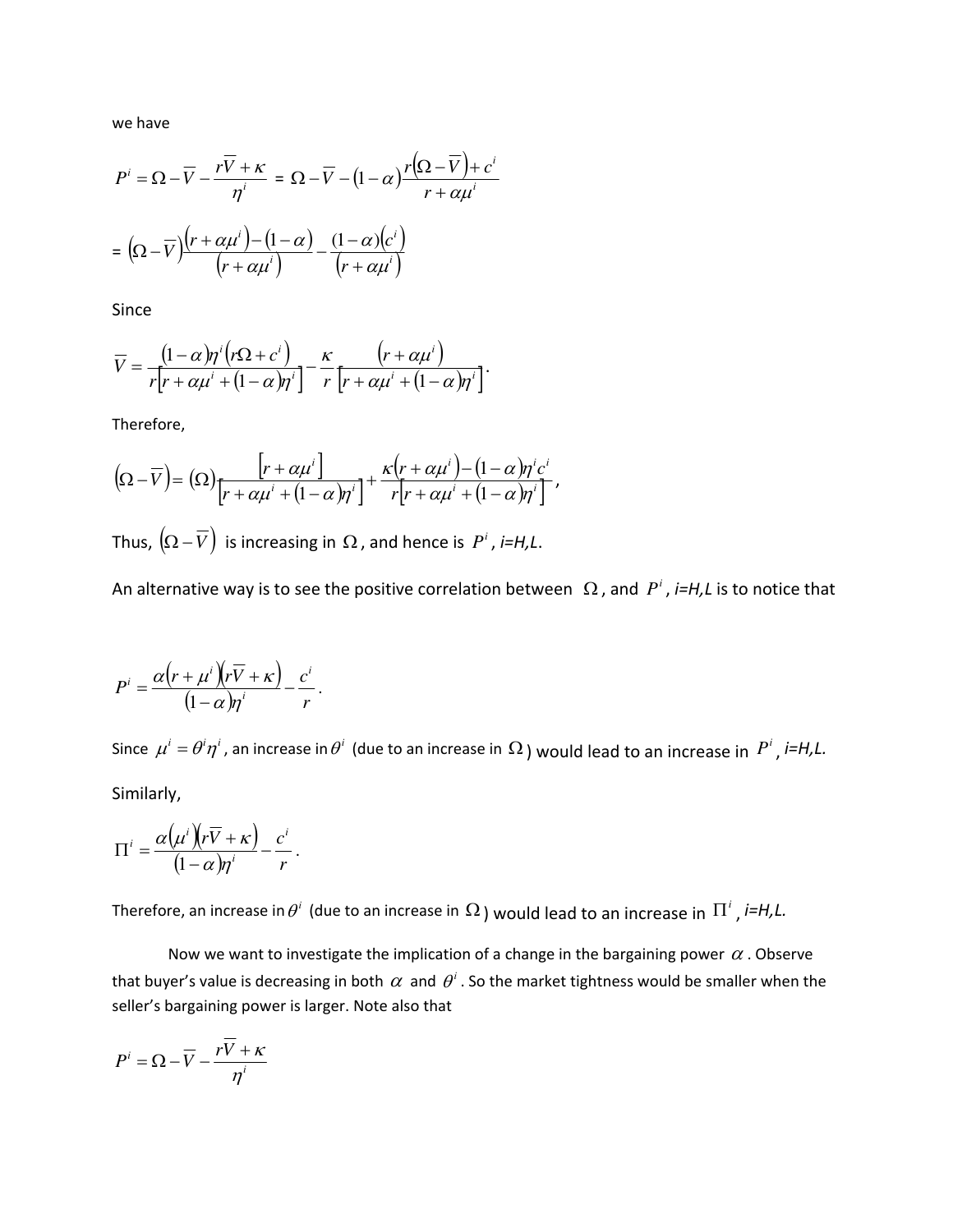we have

$$P^i = \Omega - \overline{V} - \frac{r\overline{V} + \kappa}{\eta^i} = \Omega - \overline{V} - (1-\alpha)\frac{r(\Omega - \overline{V}) + c^i}{r + \alpha\mu^i}$$

$$= (\Omega - \overline{V})\frac{(r + \alpha\mu^i) - (1-\alpha)}{(r + \alpha\mu^i)} - \frac{(1-\alpha)(c^i)}{(r + \alpha\mu^i)}$$

Since

$$\overline{V} = \frac{(1-\alpha)\eta^i(r\Omega + c^i)}{r[r + \alpha\mu^i + (1-\alpha)\eta^i]} - \frac{\kappa}{r}\frac{(r + \alpha\mu^i)}{[r + \alpha\mu^i + (1-\alpha)\eta^i]}.$$

Therefore,

$$(\Omega - \overline{V}) = (\Omega)\frac{[r + \alpha\mu^i]}{[r + \alpha\mu^i + (1-\alpha)\eta^i]} + \frac{\kappa(r + \alpha\mu^i) - (1-\alpha)\eta^i c^i}{r[r + \alpha\mu^i + (1-\alpha)\eta^i]},$$

Thus, $(\Omega - \overline{V})$ is increasing in $\Omega$, and hence is $P^i$, *i=H,L*.

An alternative way is to see the positive correlation between $\Omega$, and $P^i$, *i=H,L* is to notice that

$$P^i = \frac{\alpha(r + \mu^i)(r\overline{V} + \kappa)}{(1-\alpha)\eta^i} - \frac{c^i}{r}.$$

Since $\mu^i = \theta^i\eta^i$, an increase in $\theta^i$ (due to an increase in $\Omega$) would lead to an increase in $P^i$, *i=H,L.*

Similarly,

$$\Pi^i = \frac{\alpha(\mu^i)(r\overline{V} + \kappa)}{(1-\alpha)\eta^i} - \frac{c^i}{r}.$$

Therefore, an increase in $\theta^i$ (due to an increase in $\Omega$) would lead to an increase in $\Pi^i$, *i=H,L.*

Now we want to investigate the implication of a change in the bargaining power $\alpha$. Observe that buyer's value is decreasing in both $\alpha$ and $\theta^i$. So the market tightness would be smaller when the seller's bargaining power is larger. Note also that

$$P^i = \Omega - \overline{V} - \frac{r\overline{V} + \kappa}{\eta^i}$$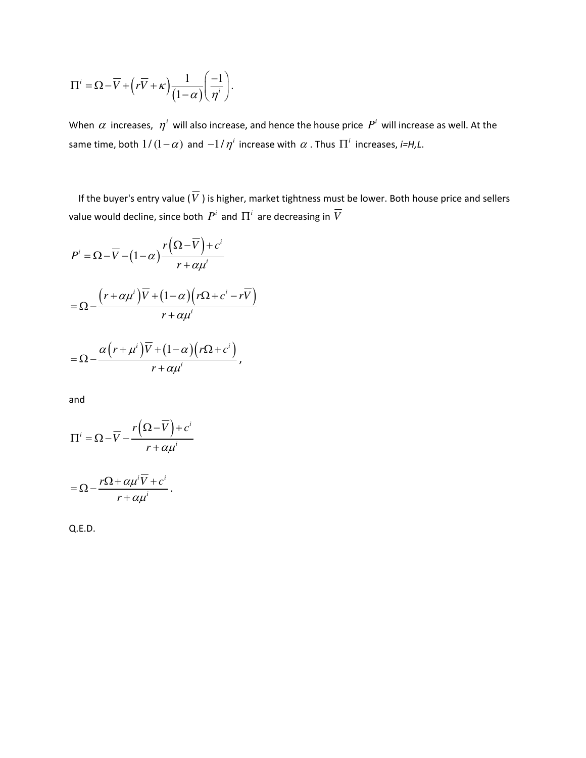$$\Pi^i = \Omega - \overline{V} + \left(r\overline{V} + \kappa\right)\frac{1}{(1-\alpha)}\left(\frac{-1}{\eta^i}\right).$$

When $\alpha$ increases, $\eta^i$ will also increase, and hence the house price $P^i$ will increase as well. At the same time, both $1/(1-\alpha)$ and $-1/\eta^i$ increase with $\alpha$. Thus $\Pi^i$ increases, *i=H,L*.

If the buyer's entry value ($\overline{V}$ ) is higher, market tightness must be lower. Both house price and sellers value would decline, since both $P^i$ and $\Pi^i$ are decreasing in $\overline{V}$

$$P^i = \Omega - \overline{V} - (1-\alpha)\frac{r\left(\Omega - \overline{V}\right) + c^i}{r + \alpha\mu^i}$$

$$= \Omega - \frac{\left(r + \alpha\mu^i\right)\overline{V} + (1-\alpha)\left(r\Omega + c^i - r\overline{V}\right)}{r + \alpha\mu^i}$$

$$= \Omega - \frac{\alpha\left(r + \mu^i\right)\overline{V} + (1-\alpha)\left(r\Omega + c^i\right)}{r + \alpha\mu^i},$$

and

$$\Pi^i = \Omega - \overline{V} - \frac{r\left(\Omega - \overline{V}\right) + c^i}{r + \alpha\mu^i}$$

$$= \Omega - \frac{r\Omega + \alpha\mu^i\overline{V} + c^i}{r + \alpha\mu^i}.$$

Q.E.D.